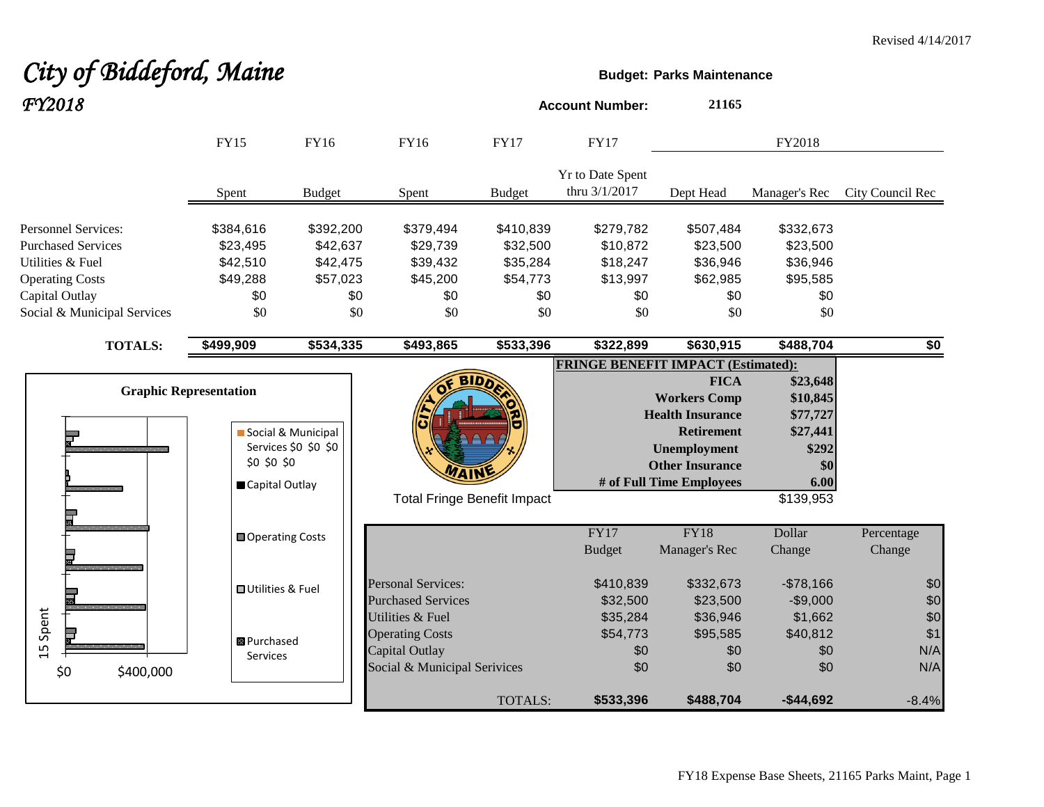Revised 4/14/2017

# *City of Biddeford, Maine*
## *FY2018*

**Budget: Parks Maintenance**

**Account Number:** **21165**

| | FY15 Spent | FY16 Budget | FY16 Spent | FY17 Budget | FY17 Yr to Date Spent thru 3/1/2017 | FY2018 Dept Head | FY2018 Manager's Rec | FY2018 City Council Rec |
|---|---|---|---|---|---|---|---|---|
| Personnel Services: | $384,616 | $392,200 | $379,494 | $410,839 | $279,782 | $507,484 | $332,673 | |
| Purchased Services | $23,495 | $42,637 | $29,739 | $32,500 | $10,872 | $23,500 | $23,500 | |
| Utilities & Fuel | $42,510 | $42,475 | $39,432 | $35,284 | $18,247 | $36,946 | $36,946 | |
| Operating Costs | $49,288 | $57,023 | $45,200 | $54,773 | $13,997 | $62,985 | $95,585 | |
| Capital Outlay | $0 | $0 | $0 | $0 | $0 | $0 | $0 | |
| Social & Municipal Services | $0 | $0 | $0 | $0 | $0 | $0 | $0 | |
| **TOTALS:** | **$499,909** | **$534,335** | **$493,865** | **$533,396** | **$322,899** | **$630,915** | **$488,704** | **$0** |

**Graphic Representation**

Legend: Social & Municipal Services $0 $0 $0 $0 $0 $0; Capital Outlay; Operating Costs; Utilities & Fuel; Purchased Services

15 Spent — $0 — $400,000

**FRINGE BENEFIT IMPACT (Estimated):**

| | |
|---|---|
| **FICA** | **$23,648** |
| **Workers Comp** | **$10,845** |
| **Health Insurance** | **$77,727** |
| **Retirement** | **$27,441** |
| **Unemployment** | **$292** |
| **Other Insurance** | **$0** |
| **# of Full Time Employees** | **6.00** |
| Total Fringe Benefit Impact | $139,953 |

| | FY17 Budget | FY18 Manager's Rec | Dollar Change | Percentage Change |
|---|---|---|---|---|
| Personal Services: | $410,839 | $332,673 | -$78,166 | $0 |
| Purchased Services | $32,500 | $23,500 | -$9,000 | $0 |
| Utilities & Fuel | $35,284 | $36,946 | $1,662 | $0 |
| Operating Costs | $54,773 | $95,585 | $40,812 | $1 |
| Capital Outlay | $0 | $0 | $0 | N/A |
| Social & Municipal Serivices | $0 | $0 | $0 | N/A |
| TOTALS: | **$533,396** | **$488,704** | **-$44,692** | -8.4% |

FY18 Expense Base Sheets, 21165 Parks Maint, Page 1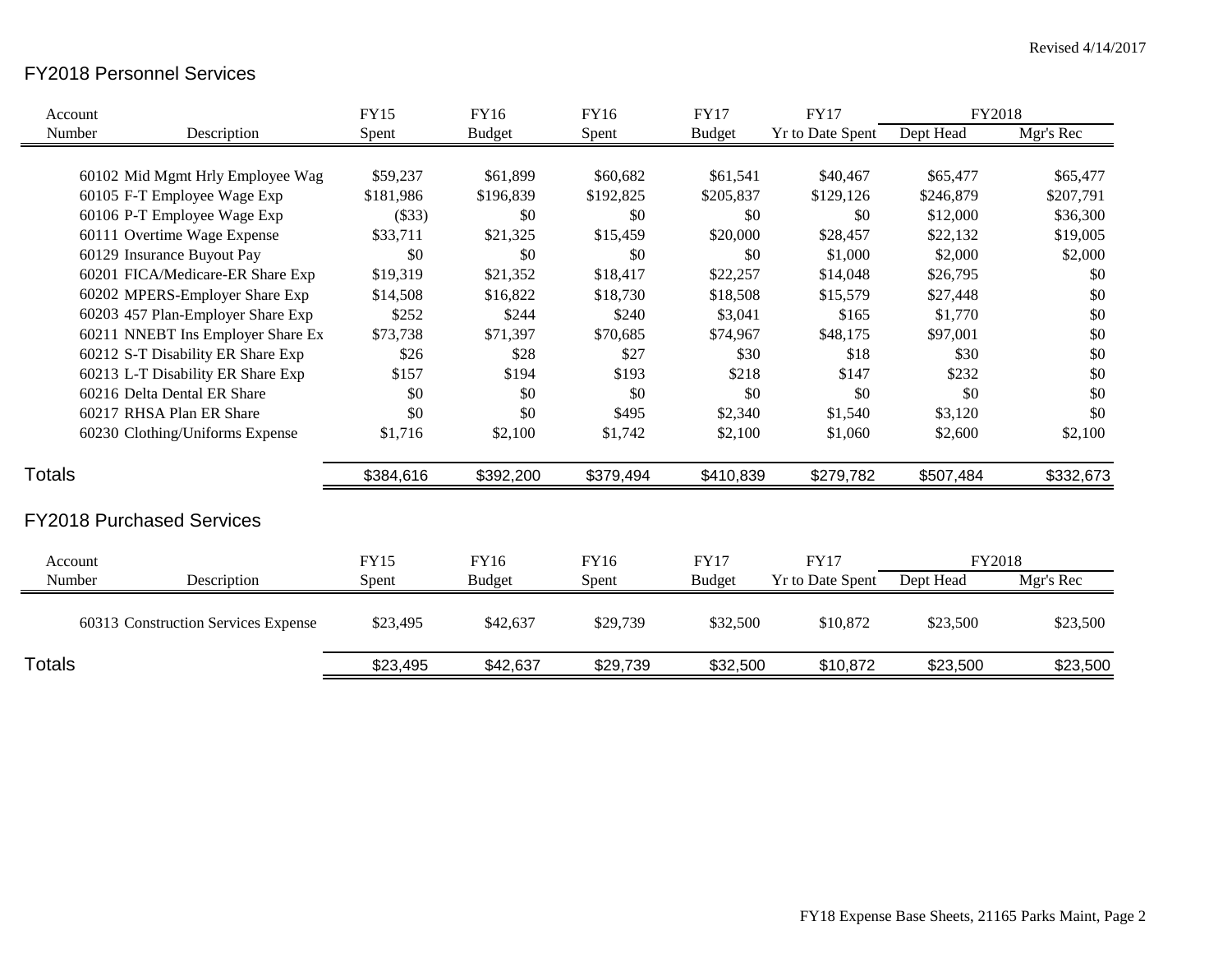Revised 4/14/2017

## FY2018 Personnel Services

| Account Number | Description | FY15 Spent | FY16 Budget | FY16 Spent | FY17 Budget | FY17 Yr to Date Spent | FY2018 Dept Head | FY2018 Mgr's Rec |
|---|---|---|---|---|---|---|---|---|
| 60102 | Mid Mgmt Hrly Employee Wag | $59,237 | $61,899 | $60,682 | $61,541 | $40,467 | $65,477 | $65,477 |
| 60105 | F-T Employee Wage Exp | $181,986 | $196,839 | $192,825 | $205,837 | $129,126 | $246,879 | $207,791 |
| 60106 | P-T Employee Wage Exp | ($33) | $0 | $0 | $0 | $0 | $12,000 | $36,300 |
| 60111 | Overtime Wage Expense | $33,711 | $21,325 | $15,459 | $20,000 | $28,457 | $22,132 | $19,005 |
| 60129 | Insurance Buyout Pay | $0 | $0 | $0 | $0 | $1,000 | $2,000 | $2,000 |
| 60201 | FICA/Medicare-ER Share Exp | $19,319 | $21,352 | $18,417 | $22,257 | $14,048 | $26,795 | $0 |
| 60202 | MPERS-Employer Share Exp | $14,508 | $16,822 | $18,730 | $18,508 | $15,579 | $27,448 | $0 |
| 60203 | 457 Plan-Employer Share Exp | $252 | $244 | $240 | $3,041 | $165 | $1,770 | $0 |
| 60211 | NNEBT Ins Employer Share Ex | $73,738 | $71,397 | $70,685 | $74,967 | $48,175 | $97,001 | $0 |
| 60212 | S-T Disability ER Share Exp | $26 | $28 | $27 | $30 | $18 | $30 | $0 |
| 60213 | L-T Disability ER Share Exp | $157 | $194 | $193 | $218 | $147 | $232 | $0 |
| 60216 | Delta Dental ER Share | $0 | $0 | $0 | $0 | $0 | $0 | $0 |
| 60217 | RHSA Plan ER Share | $0 | $0 | $495 | $2,340 | $1,540 | $3,120 | $0 |
| 60230 | Clothing/Uniforms Expense | $1,716 | $2,100 | $1,742 | $2,100 | $1,060 | $2,600 | $2,100 |
| **Totals** | | $384,616 | $392,200 | $379,494 | $410,839 | $279,782 | $507,484 | $332,673 |

## FY2018 Purchased Services

| Account Number | Description | FY15 Spent | FY16 Budget | FY16 Spent | FY17 Budget | FY17 Yr to Date Spent | FY2018 Dept Head | FY2018 Mgr's Rec |
|---|---|---|---|---|---|---|---|---|
| 60313 | Construction Services Expense | $23,495 | $42,637 | $29,739 | $32,500 | $10,872 | $23,500 | $23,500 |
| **Totals** | | $23,495 | $42,637 | $29,739 | $32,500 | $10,872 | $23,500 | $23,500 |

FY18 Expense Base Sheets, 21165 Parks Maint, Page 2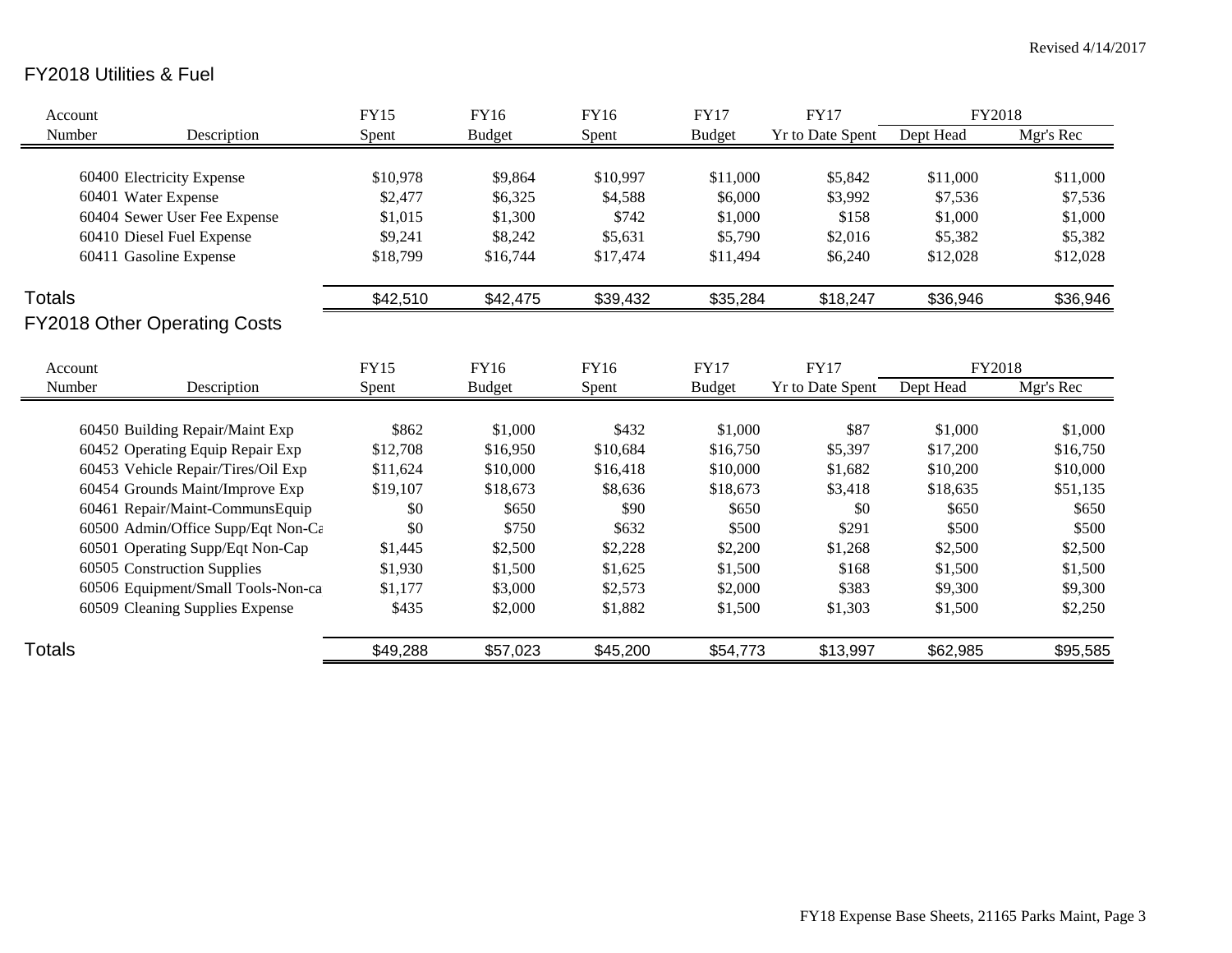Revised 4/14/2017

## FY2018 Utilities & Fuel

| Account Number | Description | FY15 Spent | FY16 Budget | FY16 Spent | FY17 Budget | FY17 Yr to Date Spent | FY2018 Dept Head | FY2018 Mgr's Rec |
|---|---|---|---|---|---|---|---|---|
| 60400 | Electricity Expense | $10,978 | $9,864 | $10,997 | $11,000 | $5,842 | $11,000 | $11,000 |
| 60401 | Water Expense | $2,477 | $6,325 | $4,588 | $6,000 | $3,992 | $7,536 | $7,536 |
| 60404 | Sewer User Fee Expense | $1,015 | $1,300 | $742 | $1,000 | $158 | $1,000 | $1,000 |
| 60410 | Diesel Fuel Expense | $9,241 | $8,242 | $5,631 | $5,790 | $2,016 | $5,382 | $5,382 |
| 60411 | Gasoline Expense | $18,799 | $16,744 | $17,474 | $11,494 | $6,240 | $12,028 | $12,028 |
| **Totals** | | $42,510 | $42,475 | $39,432 | $35,284 | $18,247 | $36,946 | $36,946 |

## FY2018 Other Operating Costs

| Account Number | Description | FY15 Spent | FY16 Budget | FY16 Spent | FY17 Budget | FY17 Yr to Date Spent | FY2018 Dept Head | FY2018 Mgr's Rec |
|---|---|---|---|---|---|---|---|---|
| 60450 | Building Repair/Maint Exp | $862 | $1,000 | $432 | $1,000 | $87 | $1,000 | $1,000 |
| 60452 | Operating Equip Repair Exp | $12,708 | $16,950 | $10,684 | $16,750 | $5,397 | $17,200 | $16,750 |
| 60453 | Vehicle Repair/Tires/Oil Exp | $11,624 | $10,000 | $16,418 | $10,000 | $1,682 | $10,200 | $10,000 |
| 60454 | Grounds Maint/Improve Exp | $19,107 | $18,673 | $8,636 | $18,673 | $3,418 | $18,635 | $51,135 |
| 60461 | Repair/Maint-CommunsEquip | $0 | $650 | $90 | $650 | $0 | $650 | $650 |
| 60500 | Admin/Office Supp/Eqt Non-Ca | $0 | $750 | $632 | $500 | $291 | $500 | $500 |
| 60501 | Operating Supp/Eqt Non-Cap | $1,445 | $2,500 | $2,228 | $2,200 | $1,268 | $2,500 | $2,500 |
| 60505 | Construction Supplies | $1,930 | $1,500 | $1,625 | $1,500 | $168 | $1,500 | $1,500 |
| 60506 | Equipment/Small Tools-Non-ca | $1,177 | $3,000 | $2,573 | $2,000 | $383 | $9,300 | $9,300 |
| 60509 | Cleaning Supplies Expense | $435 | $2,000 | $1,882 | $1,500 | $1,303 | $1,500 | $2,250 |
| **Totals** | | $49,288 | $57,023 | $45,200 | $54,773 | $13,997 | $62,985 | $95,585 |

FY18 Expense Base Sheets, 21165 Parks Maint, Page 3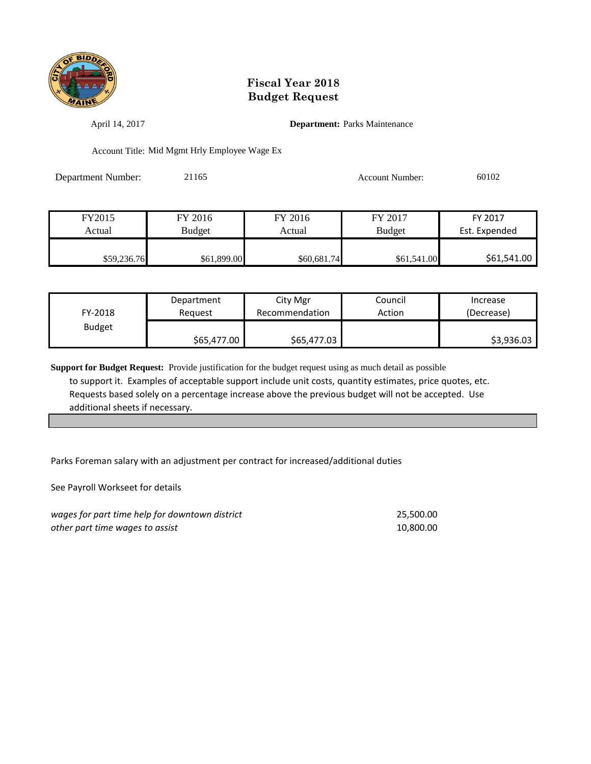# Fiscal Year 2018
# Budget Request

April 14, 2017

**Department:** Parks Maintenance

Account Title: Mid Mgmt Hrly Employee Wage Ex

Department Number: 21165

Account Number: 60102

| FY2015 Actual | FY 2016 Budget | FY 2016 Actual | FY 2017 Budget | FY 2017 Est. Expended |
|---|---|---|---|---|
| $59,236.76 | $61,899.00 | $60,681.74 | $61,541.00 | $61,541.00 |

| FY-2018 Budget | Department Request | City Mgr Recommendation | Council Action | Increase (Decrease) |
|---|---|---|---|---|
| | $65,477.00 | $65,477.03 | | $3,936.03 |

**Support for Budget Request:** Provide justification for the budget request using as much detail as possible to support it. Examples of acceptable support include unit costs, quantity estimates, price quotes, etc. Requests based solely on a percentage increase above the previous budget will not be accepted. Use additional sheets if necessary.

Parks Foreman salary with an adjustment per contract for increased/additional duties

See Payroll Workseet for details

| | |
|---|---|
| *wages for part time help for downtown district* | 25,500.00 |
| *other part time wages to assist* | 10,800.00 |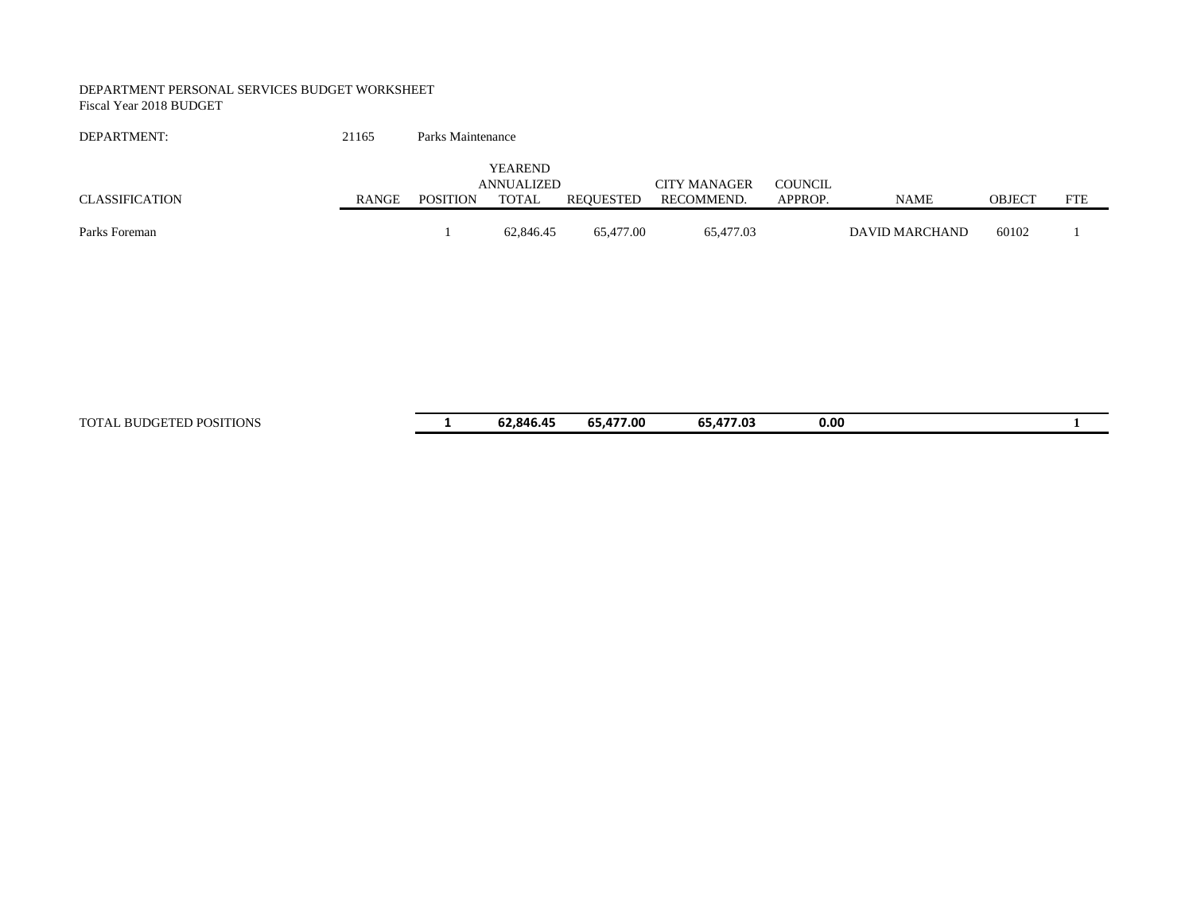DEPARTMENT PERSONAL SERVICES BUDGET WORKSHEET
Fiscal Year 2018 BUDGET

DEPARTMENT: 21165 Parks Maintenance

| CLASSIFICATION | RANGE | POSITION | YEAREND ANNUALIZED TOTAL | REQUESTED | CITY MANAGER RECOMMEND. | COUNCIL APPROP. | NAME | OBJECT | FTE |
|---|---|---|---|---|---|---|---|---|---|
| Parks Foreman | | 1 | 62,846.45 | 65,477.00 | 65,477.03 | | DAVID MARCHAND | 60102 | 1 |
| TOTAL BUDGETED POSITIONS | | **1** | **62,846.45** | **65,477.00** | **65,477.03** | **0.00** | | | **1** |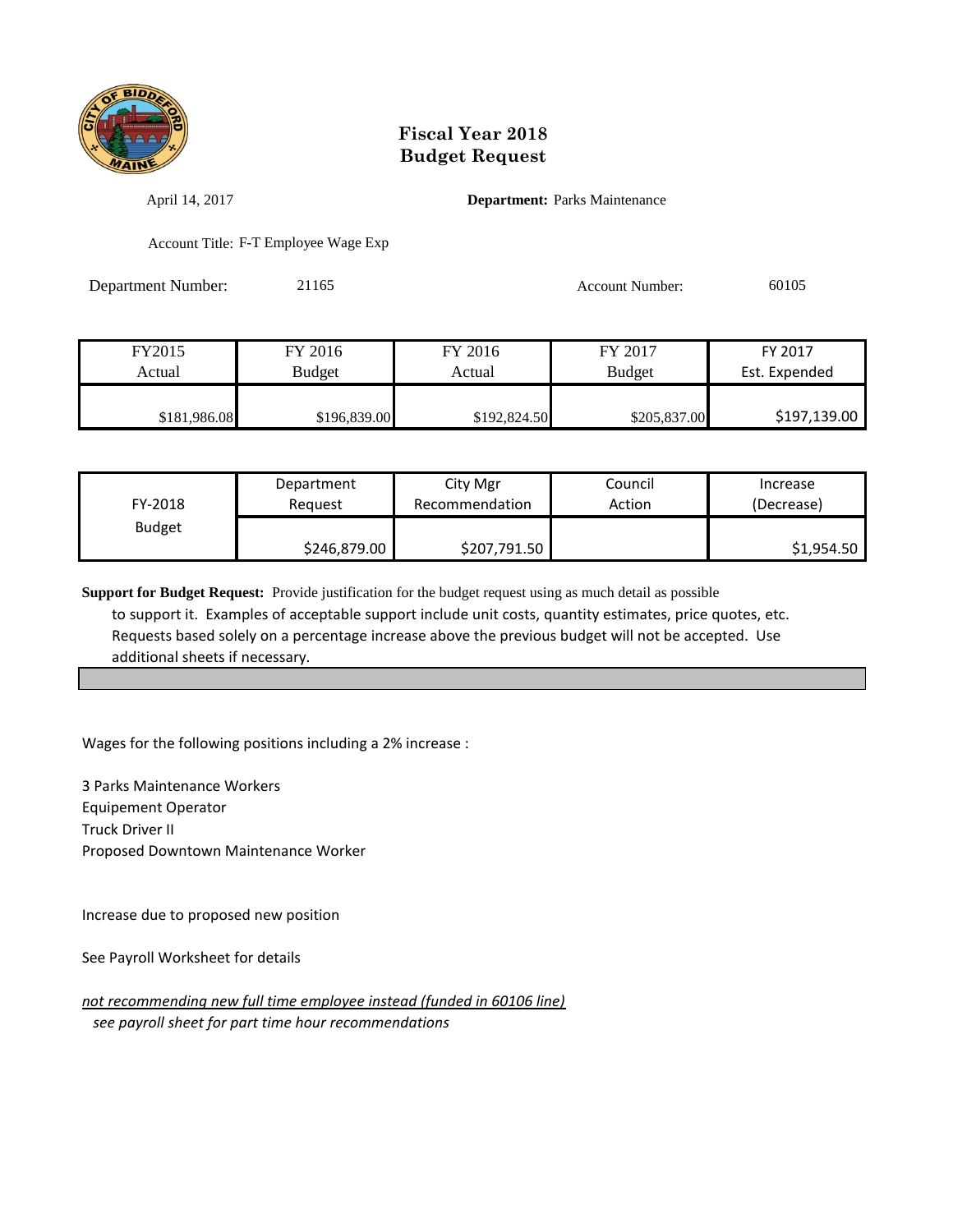# Fiscal Year 2018
# Budget Request

April 14, 2017 **Department:** Parks Maintenance

Account Title: F-T Employee Wage Exp

Department Number: 21165 Account Number: 60105

| FY2015 Actual | FY 2016 Budget | FY 2016 Actual | FY 2017 Budget | FY 2017 Est. Expended |
|---|---|---|---|---|
| $181,986.08 | $196,839.00 | $192,824.50 | $205,837.00 | $197,139.00 |

| FY-2018 Budget | Department Request | City Mgr Recommendation | Council Action | Increase (Decrease) |
|---|---|---|---|---|
| | $246,879.00 | $207,791.50 | | $1,954.50 |

**Support for Budget Request:** Provide justification for the budget request using as much detail as possible to support it. Examples of acceptable support include unit costs, quantity estimates, price quotes, etc. Requests based solely on a percentage increase above the previous budget will not be accepted. Use additional sheets if necessary.

Wages for the following positions including a 2% increase :

3 Parks Maintenance Workers
Equipement Operator
Truck Driver II
Proposed Downtown Maintenance Worker

Increase due to proposed new position

See Payroll Worksheet for details

*not recommending new full time employee instead (funded in 60106 line)*
*see payroll sheet for part time hour recommendations*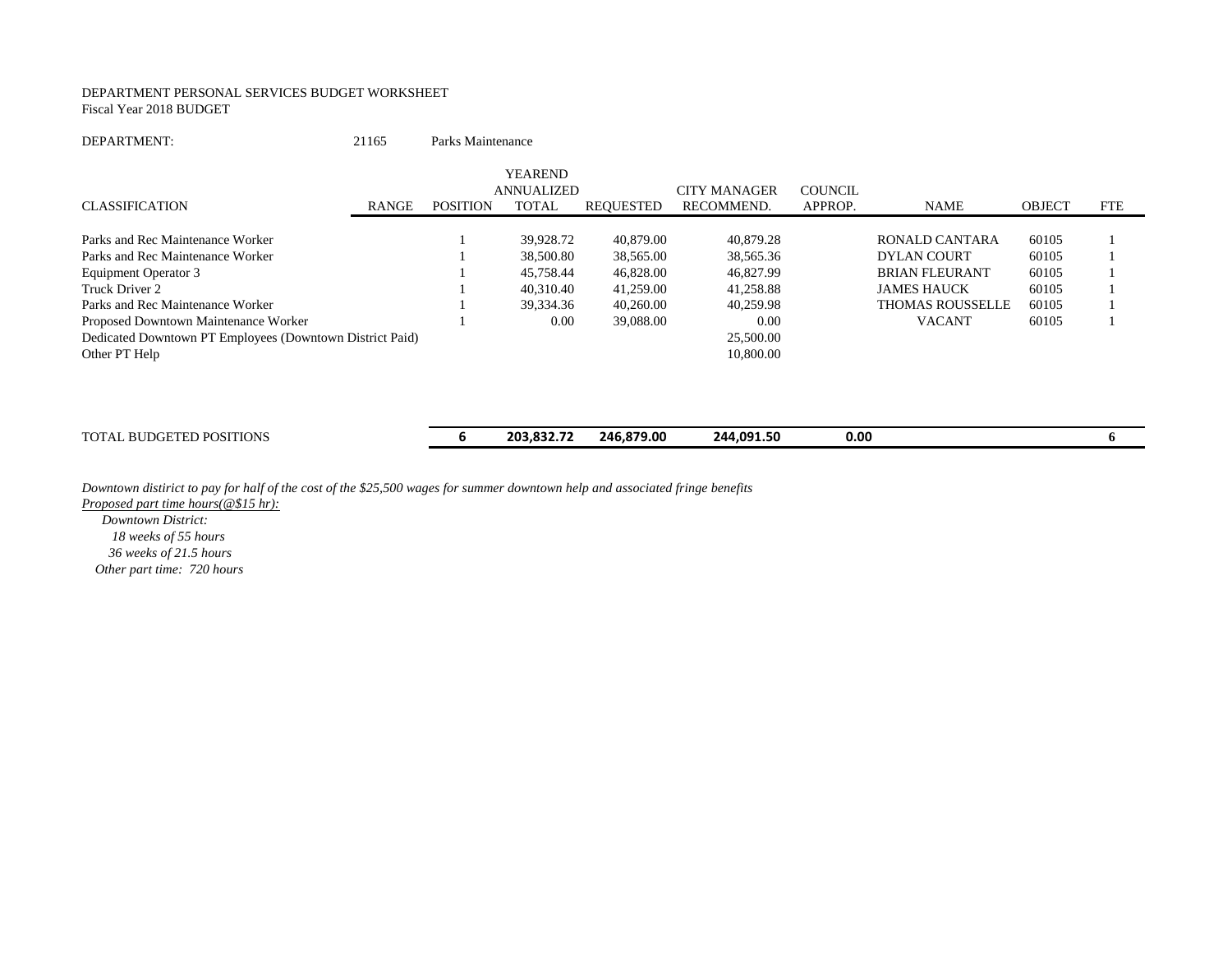DEPARTMENT PERSONAL SERVICES BUDGET WORKSHEET
Fiscal Year 2018 BUDGET

DEPARTMENT: 21165 Parks Maintenance

| CLASSIFICATION | RANGE | POSITION | YEAREND ANNUALIZED TOTAL | REQUESTED | CITY MANAGER RECOMMEND. | COUNCIL APPROP. | NAME | OBJECT | FTE |
|---|---|---|---|---|---|---|---|---|---|
| Parks and Rec Maintenance Worker | | 1 | 39,928.72 | 40,879.00 | 40,879.28 | | RONALD CANTARA | 60105 | 1 |
| Parks and Rec Maintenance Worker | | 1 | 38,500.80 | 38,565.00 | 38,565.36 | | DYLAN COURT | 60105 | 1 |
| Equipment Operator 3 | | 1 | 45,758.44 | 46,828.00 | 46,827.99 | | BRIAN FLEURANT | 60105 | 1 |
| Truck Driver 2 | | 1 | 40,310.40 | 41,259.00 | 41,258.88 | | JAMES HAUCK | 60105 | 1 |
| Parks and Rec Maintenance Worker | | 1 | 39,334.36 | 40,260.00 | 40,259.98 | | THOMAS ROUSSELLE | 60105 | 1 |
| Proposed Downtown Maintenance Worker | | 1 | 0.00 | 39,088.00 | 0.00 | | VACANT | 60105 | 1 |
| Dedicated Downtown PT Employees (Downtown District Paid) | | | | | 25,500.00 | | | | |
| Other PT Help | | | | | 10,800.00 | | | | |
| TOTAL BUDGETED POSITIONS | | **6** | **203,832.72** | **246,879.00** | **244,091.50** | **0.00** | | | 6 |

*Downtown distirict to pay for half of the cost of the $25,500 wages for summer downtown help and associated fringe benefits*
*Proposed part time hours(@$15 hr):*
*Downtown District:*
*18 weeks of 55 hours*
*36 weeks of 21.5 hours*
*Other part time: 720 hours*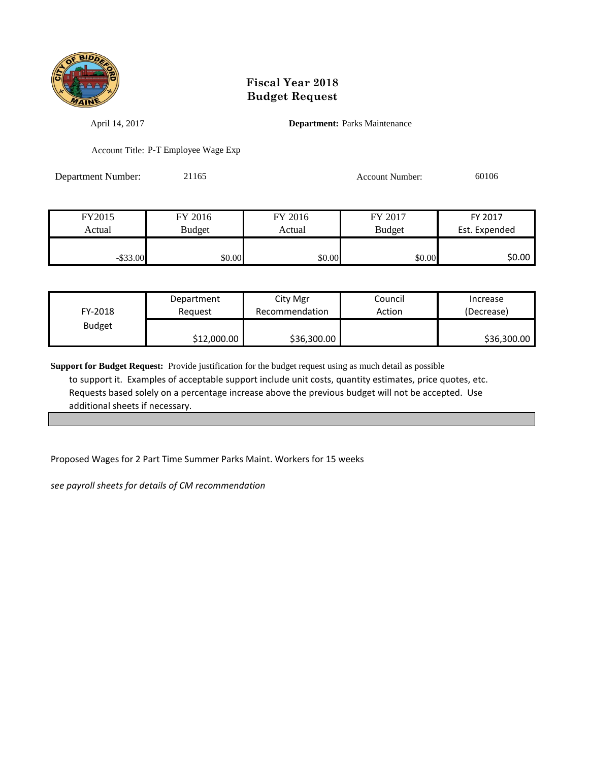# Fiscal Year 2018
# Budget Request

April 14, 2017

**Department:** Parks Maintenance

Account Title: P-T Employee Wage Exp

Department Number: 21165

Account Number: 60106

| FY2015 Actual | FY 2016 Budget | FY 2016 Actual | FY 2017 Budget | FY 2017 Est. Expended |
|---|---|---|---|---|
| -$33.00 | $0.00 | $0.00 | $0.00 | $0.00 |

| FY-2018 Budget | Department Request | City Mgr Recommendation | Council Action | Increase (Decrease) |
|---|---|---|---|---|
| | $12,000.00 | $36,300.00 | | $36,300.00 |

**Support for Budget Request:** Provide justification for the budget request using as much detail as possible to support it. Examples of acceptable support include unit costs, quantity estimates, price quotes, etc. Requests based solely on a percentage increase above the previous budget will not be accepted. Use additional sheets if necessary.

Proposed Wages for 2 Part Time Summer Parks Maint. Workers for 15 weeks

*see payroll sheets for details of CM recommendation*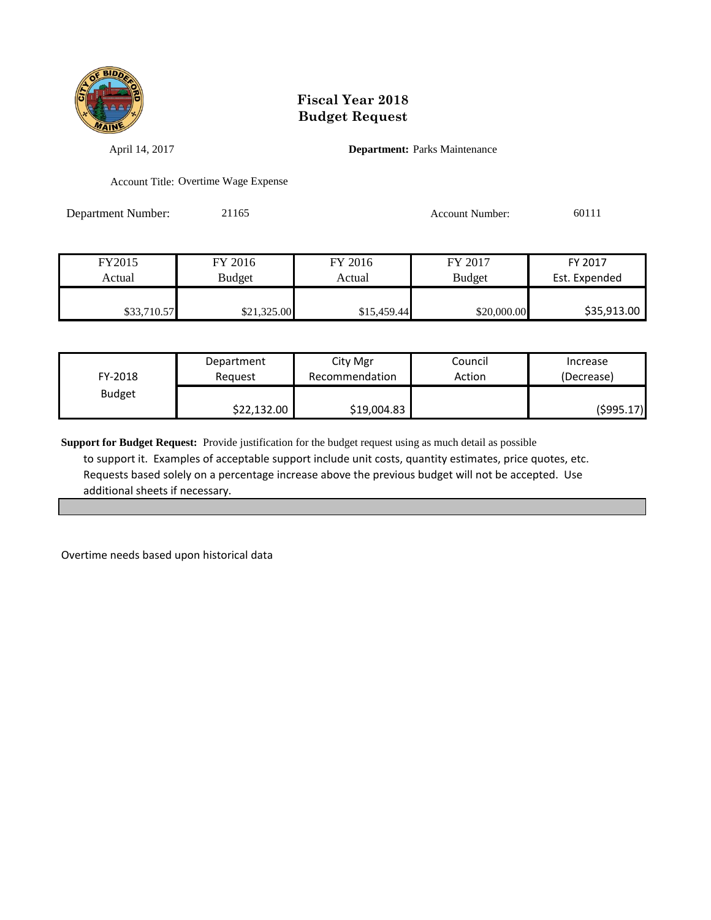# Fiscal Year 2018
# Budget Request

April 14, 2017

**Department:** Parks Maintenance

Account Title: Overtime Wage Expense

Department Number: 21165

Account Number: 60111

| FY2015 Actual | FY 2016 Budget | FY 2016 Actual | FY 2017 Budget | FY 2017 Est. Expended |
|---|---|---|---|---|
| $33,710.57 | $21,325.00 | $15,459.44 | $20,000.00 | $35,913.00 |

| FY-2018 Budget | Department Request | City Mgr Recommendation | Council Action | Increase (Decrease) |
|---|---|---|---|---|
| | $22,132.00 | $19,004.83 | | ($995.17) |

**Support for Budget Request:** Provide justification for the budget request using as much detail as possible to support it. Examples of acceptable support include unit costs, quantity estimates, price quotes, etc. Requests based solely on a percentage increase above the previous budget will not be accepted. Use additional sheets if necessary.

Overtime needs based upon historical data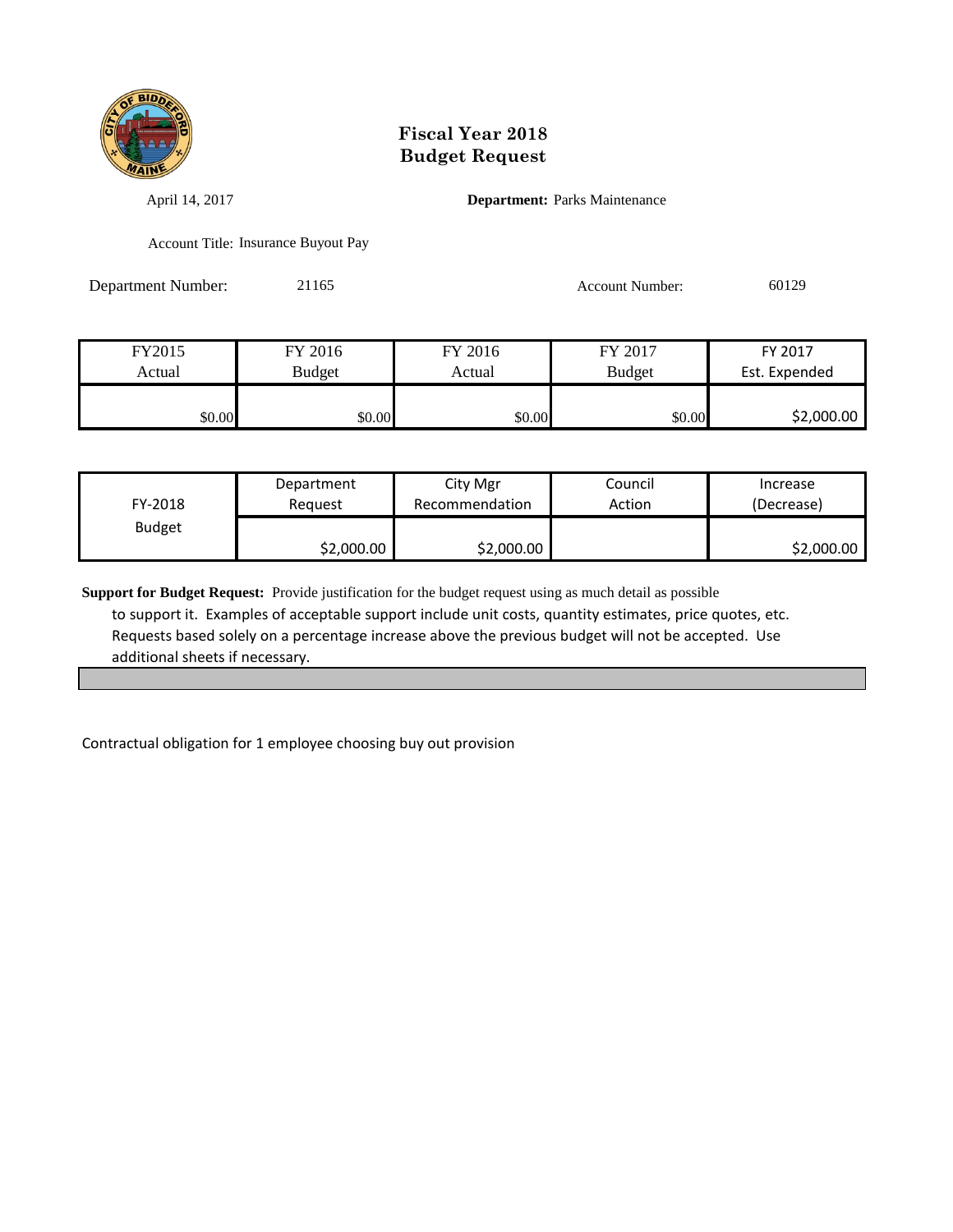# Fiscal Year 2018
# Budget Request

April 14, 2017

**Department:** Parks Maintenance

Account Title: Insurance Buyout Pay

Department Number: 21165

Account Number: 60129

| FY2015 Actual | FY 2016 Budget | FY 2016 Actual | FY 2017 Budget | FY 2017 Est. Expended |
|---|---|---|---|---|
| $0.00 | $0.00 | $0.00 | $0.00 | $2,000.00 |

| FY-2018 Budget | Department Request | City Mgr Recommendation | Council Action | Increase (Decrease) |
|---|---|---|---|---|
| | $2,000.00 | $2,000.00 | | $2,000.00 |

**Support for Budget Request:** Provide justification for the budget request using as much detail as possible to support it. Examples of acceptable support include unit costs, quantity estimates, price quotes, etc. Requests based solely on a percentage increase above the previous budget will not be accepted. Use additional sheets if necessary.

Contractual obligation for 1 employee choosing buy out provision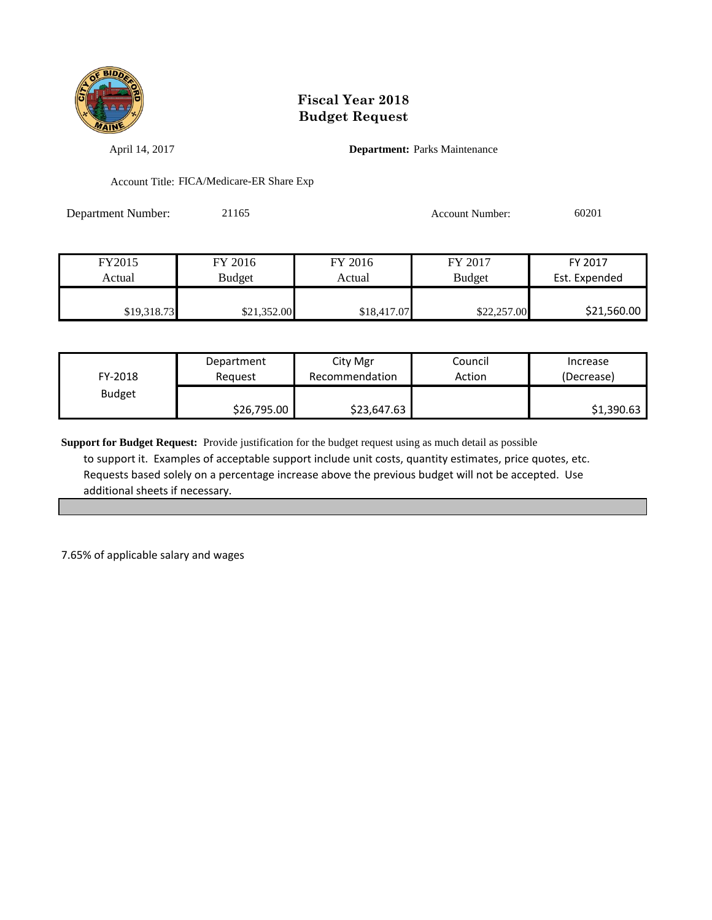# Fiscal Year 2018
# Budget Request

April 14, 2017

**Department:** Parks Maintenance

Account Title: FICA/Medicare-ER Share Exp

Department Number: 21165

Account Number: 60201

| FY2015 Actual | FY 2016 Budget | FY 2016 Actual | FY 2017 Budget | FY 2017 Est. Expended |
|---|---|---|---|---|
| $19,318.73 | $21,352.00 | $18,417.07 | $22,257.00 | $21,560.00 |

| FY-2018 Budget | Department Request | City Mgr Recommendation | Council Action | Increase (Decrease) |
|---|---|---|---|---|
| | $26,795.00 | $23,647.63 | | $1,390.63 |

**Support for Budget Request:** Provide justification for the budget request using as much detail as possible to support it. Examples of acceptable support include unit costs, quantity estimates, price quotes, etc. Requests based solely on a percentage increase above the previous budget will not be accepted. Use additional sheets if necessary.

7.65% of applicable salary and wages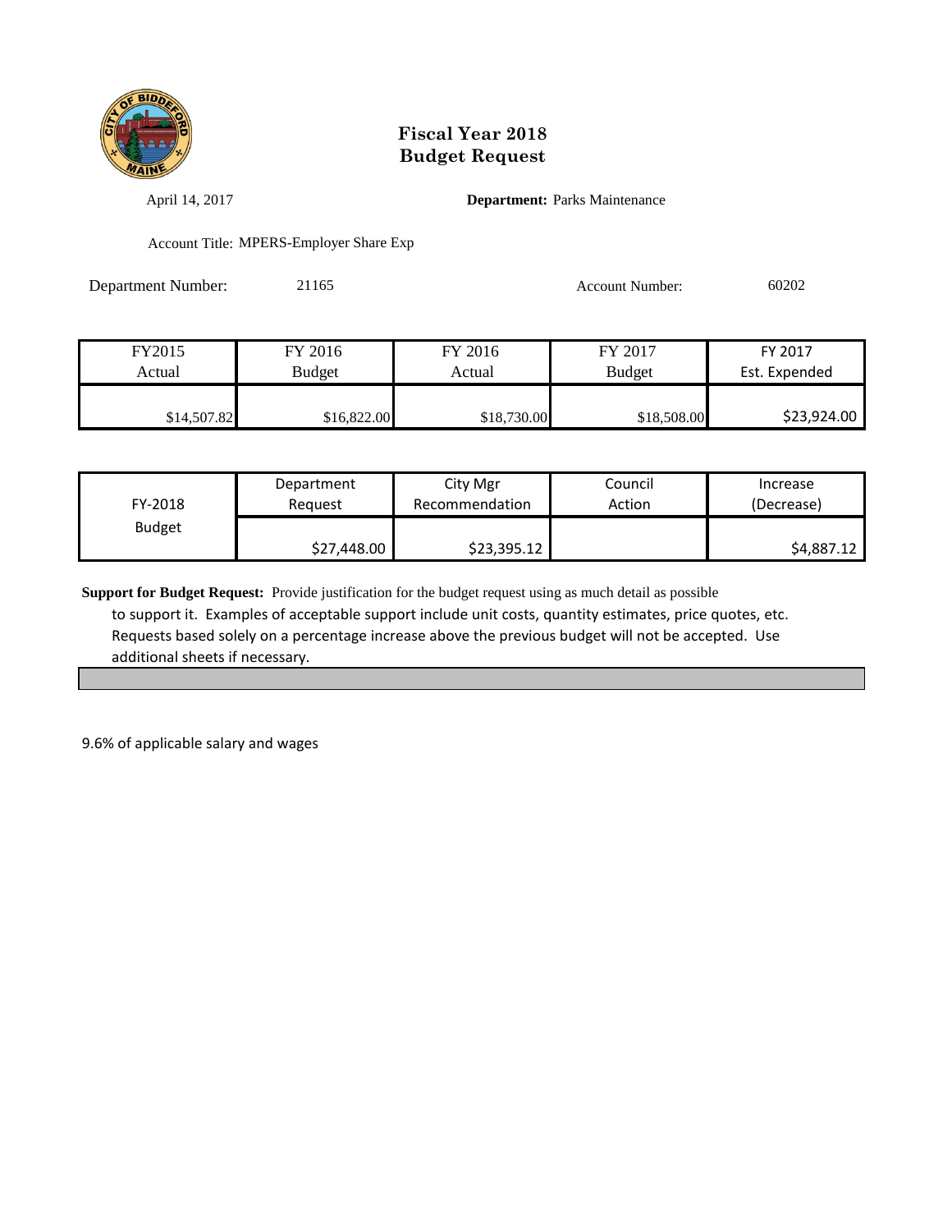# Fiscal Year 2018
# Budget Request

April 14, 2017

**Department:** Parks Maintenance

Account Title: MPERS-Employer Share Exp

Department Number: 21165

Account Number: 60202

| FY2015 Actual | FY 2016 Budget | FY 2016 Actual | FY 2017 Budget | FY 2017 Est. Expended |
|---|---|---|---|---|
| $14,507.82 | $16,822.00 | $18,730.00 | $18,508.00 | $23,924.00 |

| FY-2018 Budget | Department Request | City Mgr Recommendation | Council Action | Increase (Decrease) |
|---|---|---|---|---|
| | $27,448.00 | $23,395.12 | | $4,887.12 |

**Support for Budget Request:** Provide justification for the budget request using as much detail as possible to support it. Examples of acceptable support include unit costs, quantity estimates, price quotes, etc. Requests based solely on a percentage increase above the previous budget will not be accepted. Use additional sheets if necessary.

9.6% of applicable salary and wages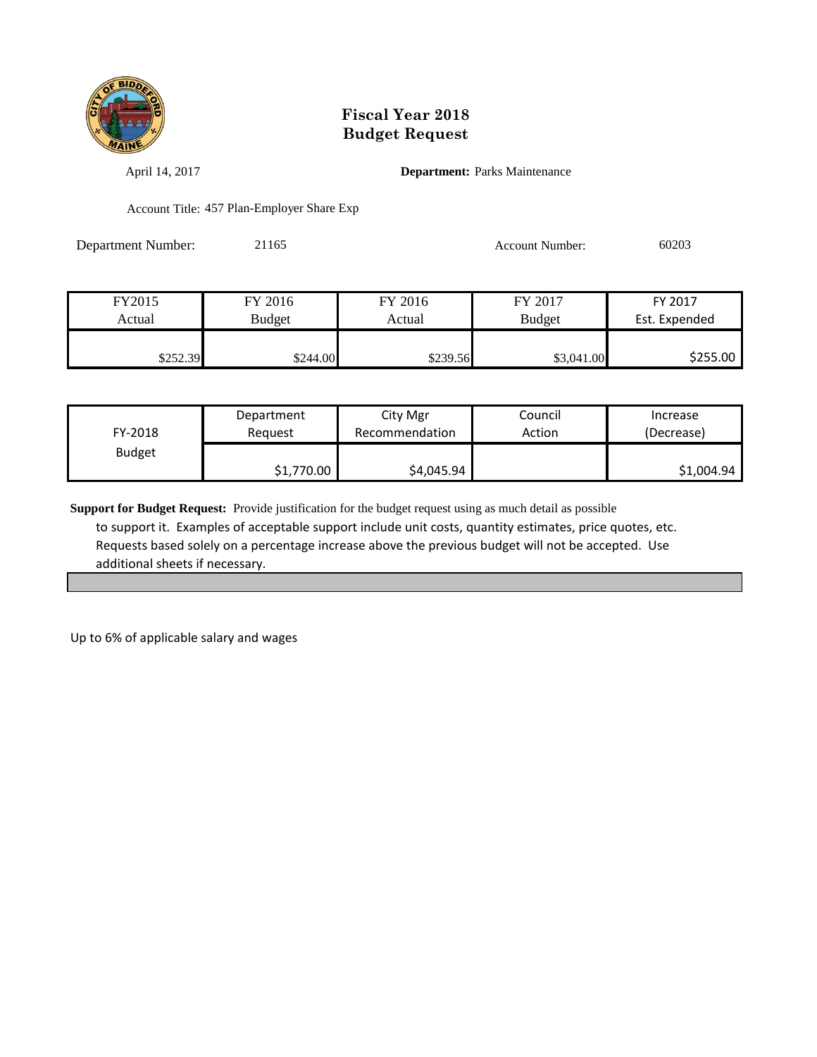# Fiscal Year 2018
# Budget Request

April 14, 2017

**Department:** Parks Maintenance

Account Title: 457 Plan-Employer Share Exp

Department Number: 21165

Account Number: 60203

| FY2015 Actual | FY 2016 Budget | FY 2016 Actual | FY 2017 Budget | FY 2017 Est. Expended |
|---|---|---|---|---|
| $252.39 | $244.00 | $239.56 | $3,041.00 | $255.00 |

| FY-2018 Budget | Department Request | City Mgr Recommendation | Council Action | Increase (Decrease) |
|---|---|---|---|---|
| | $1,770.00 | $4,045.94 | | $1,004.94 |

**Support for Budget Request:** Provide justification for the budget request using as much detail as possible to support it. Examples of acceptable support include unit costs, quantity estimates, price quotes, etc. Requests based solely on a percentage increase above the previous budget will not be accepted. Use additional sheets if necessary.

Up to 6% of applicable salary and wages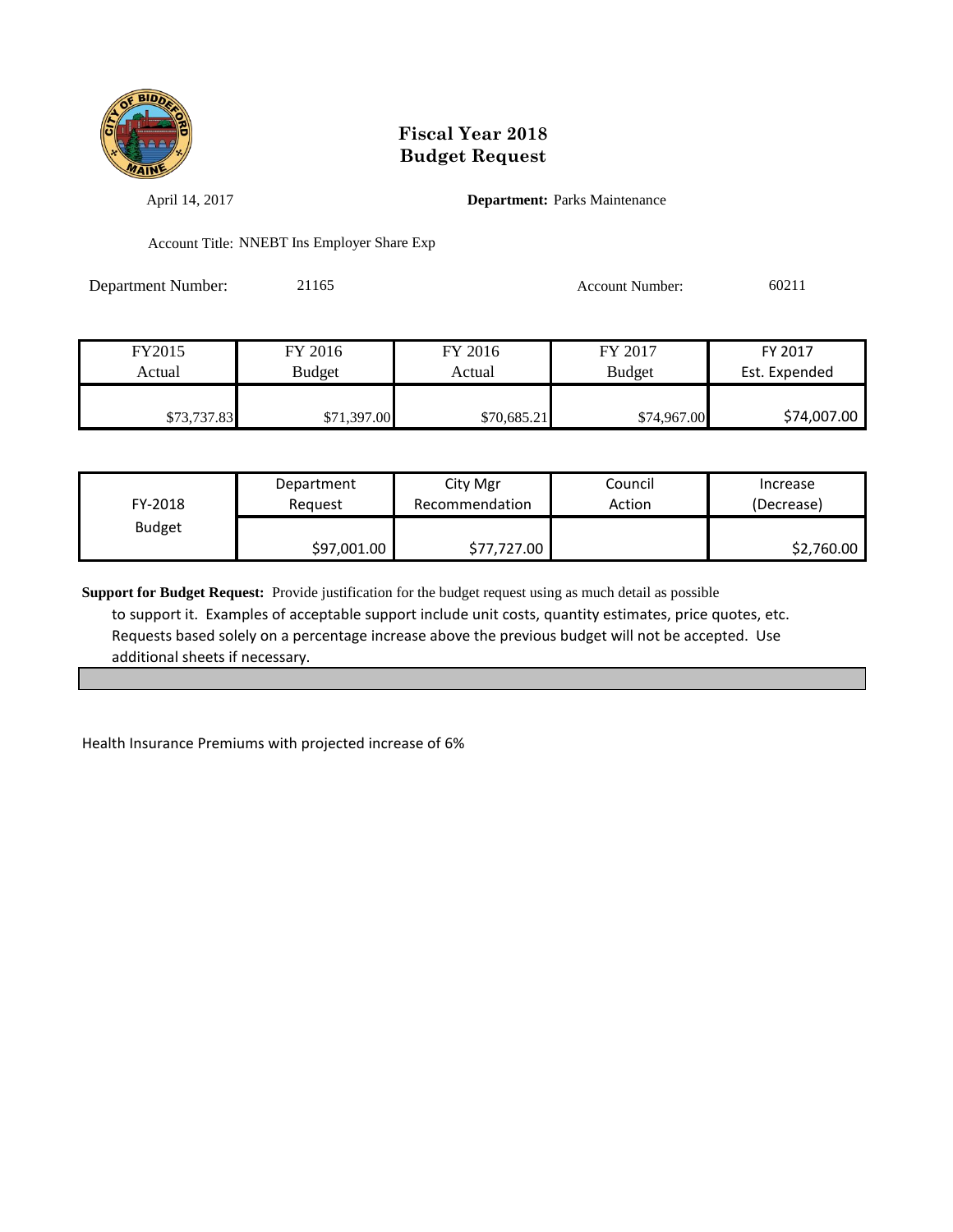# Fiscal Year 2018
# Budget Request

April 14, 2017

**Department:** Parks Maintenance

Account Title: NNEBT Ins Employer Share Exp

Department Number: 21165

Account Number: 60211

| FY2015 Actual | FY 2016 Budget | FY 2016 Actual | FY 2017 Budget | FY 2017 Est. Expended |
|---|---|---|---|---|
| $73,737.83 | $71,397.00 | $70,685.21 | $74,967.00 | $74,007.00 |

| FY-2018 Budget | Department Request | City Mgr Recommendation | Council Action | Increase (Decrease) |
|---|---|---|---|---|
| | $97,001.00 | $77,727.00 | | $2,760.00 |

**Support for Budget Request:** Provide justification for the budget request using as much detail as possible to support it. Examples of acceptable support include unit costs, quantity estimates, price quotes, etc. Requests based solely on a percentage increase above the previous budget will not be accepted. Use additional sheets if necessary.

Health Insurance Premiums with projected increase of 6%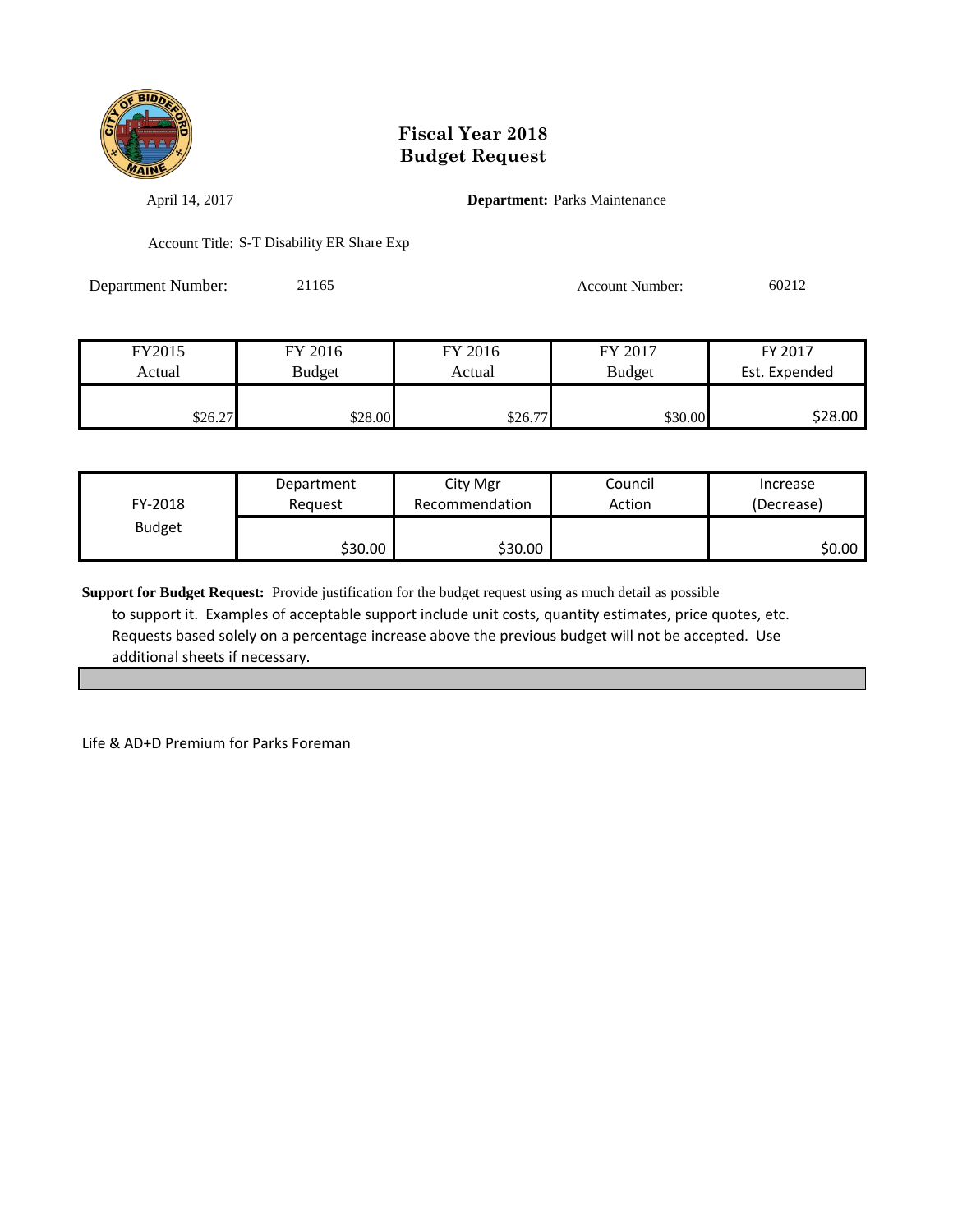# Fiscal Year 2018
# Budget Request

April 14, 2017

**Department:** Parks Maintenance

Account Title: S-T Disability ER Share Exp

Department Number: 21165

Account Number: 60212

| FY2015 Actual | FY 2016 Budget | FY 2016 Actual | FY 2017 Budget | FY 2017 Est. Expended |
|---|---|---|---|---|
| $26.27 | $28.00 | $26.77 | $30.00 | $28.00 |

| FY-2018 Budget | Department Request | City Mgr Recommendation | Council Action | Increase (Decrease) |
|---|---|---|---|---|
| | $30.00 | $30.00 | | $0.00 |

**Support for Budget Request:** Provide justification for the budget request using as much detail as possible to support it. Examples of acceptable support include unit costs, quantity estimates, price quotes, etc. Requests based solely on a percentage increase above the previous budget will not be accepted. Use additional sheets if necessary.

Life & AD+D Premium for Parks Foreman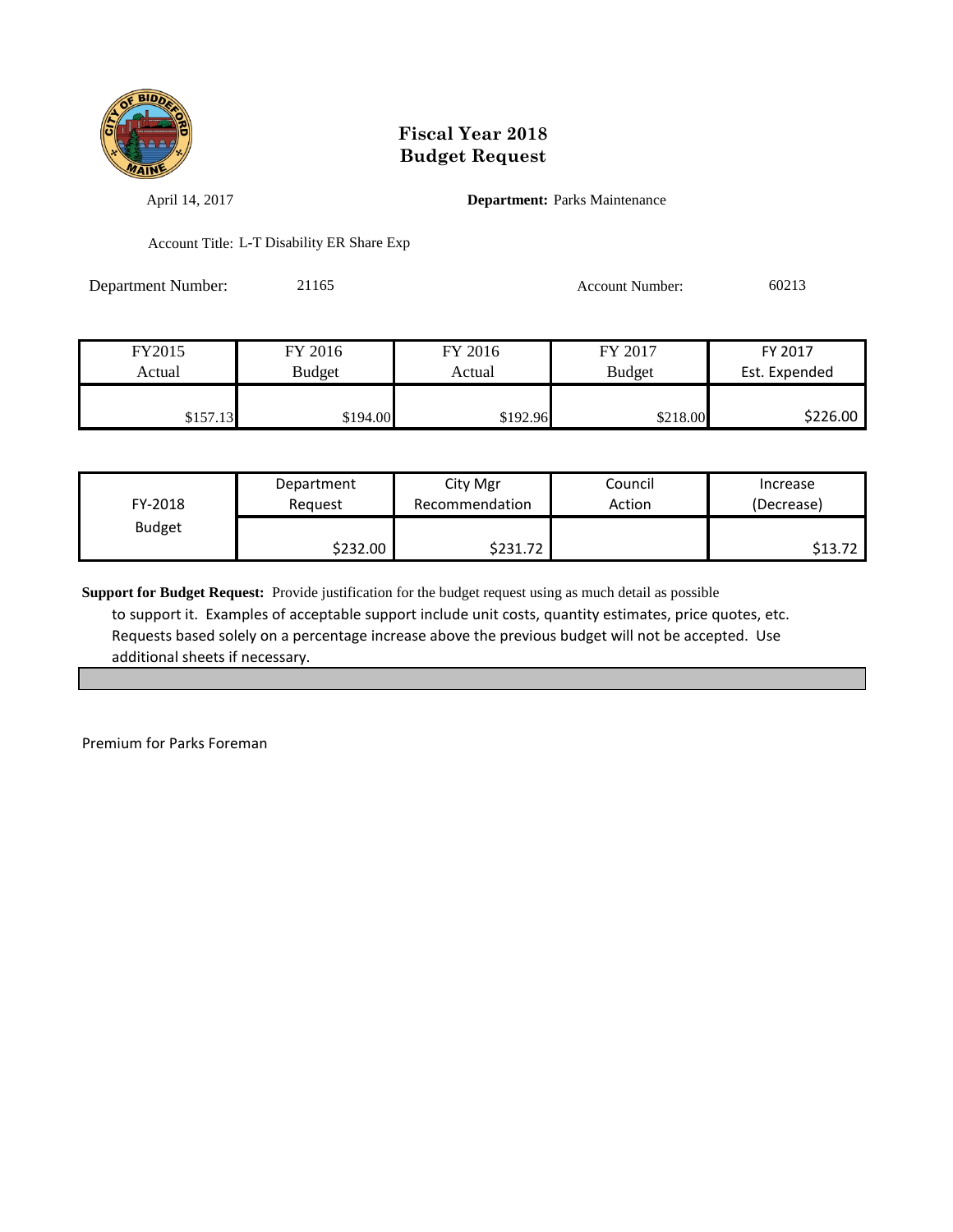# Fiscal Year 2018
# Budget Request

April 14, 2017

**Department:** Parks Maintenance

Account Title: L-T Disability ER Share Exp

Department Number: 21165

Account Number: 60213

| FY2015 Actual | FY 2016 Budget | FY 2016 Actual | FY 2017 Budget | FY 2017 Est. Expended |
|---|---|---|---|---|
| $157.13 | $194.00 | $192.96 | $218.00 | $226.00 |

| FY-2018 Budget | Department Request | City Mgr Recommendation | Council Action | Increase (Decrease) |
|---|---|---|---|---|
| | $232.00 | $231.72 | | $13.72 |

**Support for Budget Request:** Provide justification for the budget request using as much detail as possible to support it. Examples of acceptable support include unit costs, quantity estimates, price quotes, etc. Requests based solely on a percentage increase above the previous budget will not be accepted. Use additional sheets if necessary.

Premium for Parks Foreman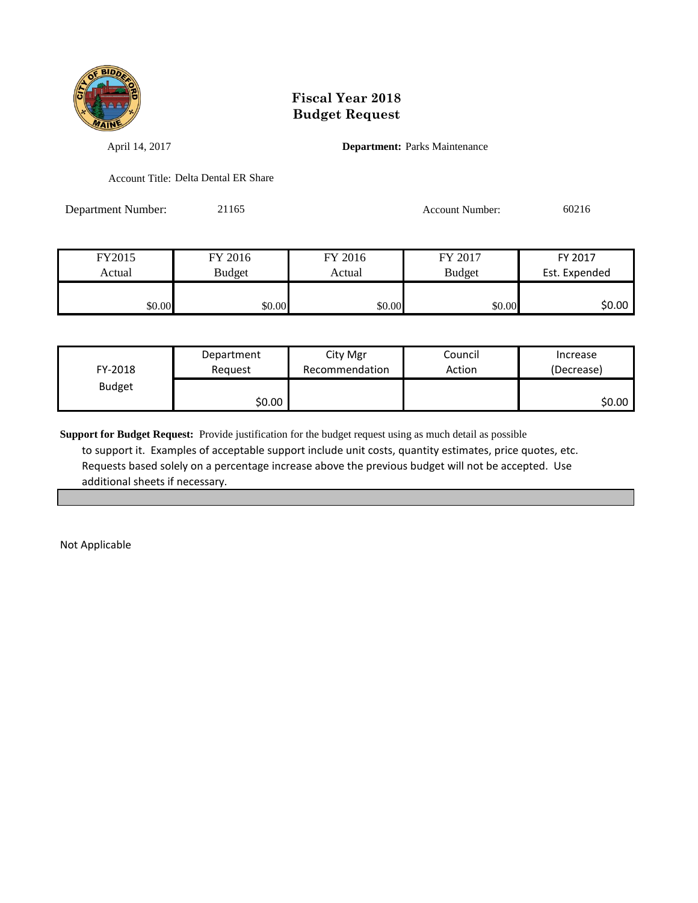# Fiscal Year 2018
# Budget Request

April 14, 2017

**Department:** Parks Maintenance

Account Title: Delta Dental ER Share

Department Number: 21165

Account Number: 60216

| FY2015 Actual | FY 2016 Budget | FY 2016 Actual | FY 2017 Budget | FY 2017 Est. Expended |
|---|---|---|---|---|
| $0.00 | $0.00 | $0.00 | $0.00 | $0.00 |

| FY-2018 Budget | Department Request | City Mgr Recommendation | Council Action | Increase (Decrease) |
|---|---|---|---|---|
| | $0.00 | | | $0.00 |

**Support for Budget Request:** Provide justification for the budget request using as much detail as possible to support it. Examples of acceptable support include unit costs, quantity estimates, price quotes, etc. Requests based solely on a percentage increase above the previous budget will not be accepted. Use additional sheets if necessary.

Not Applicable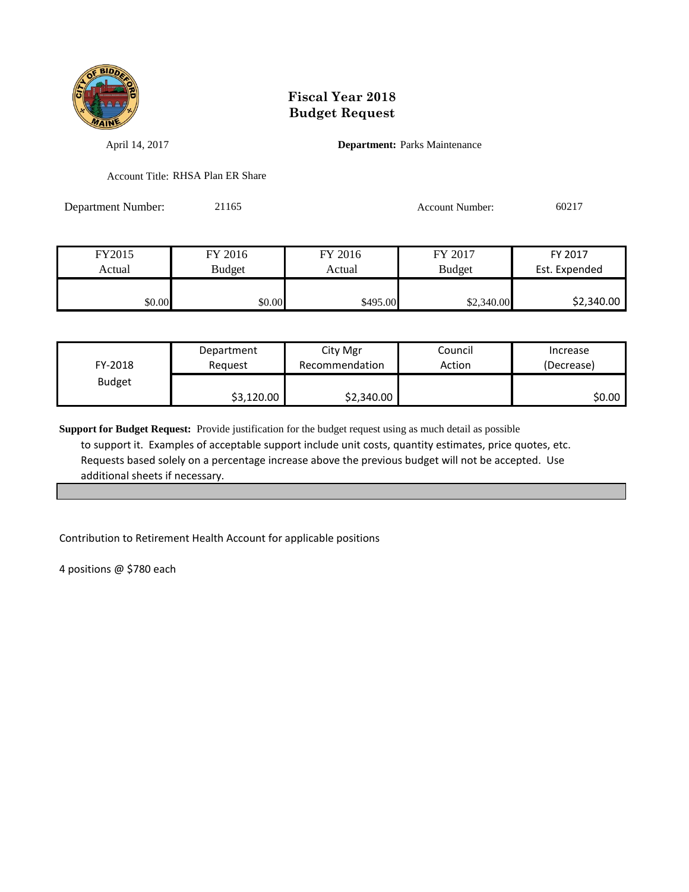# Fiscal Year 2018
# Budget Request

April 14, 2017

**Department:** Parks Maintenance

Account Title: RHSA Plan ER Share

Department Number: 21165

Account Number: 60217

| FY2015 Actual | FY 2016 Budget | FY 2016 Actual | FY 2017 Budget | FY 2017 Est. Expended |
|---|---|---|---|---|
| $0.00 | $0.00 | $495.00 | $2,340.00 | $2,340.00 |

| FY-2018 Budget | Department Request | City Mgr Recommendation | Council Action | Increase (Decrease) |
|---|---|---|---|---|
| | $3,120.00 | $2,340.00 | | $0.00 |

**Support for Budget Request:** Provide justification for the budget request using as much detail as possible to support it. Examples of acceptable support include unit costs, quantity estimates, price quotes, etc. Requests based solely on a percentage increase above the previous budget will not be accepted. Use additional sheets if necessary.

Contribution to Retirement Health Account for applicable positions

4 positions @ $780 each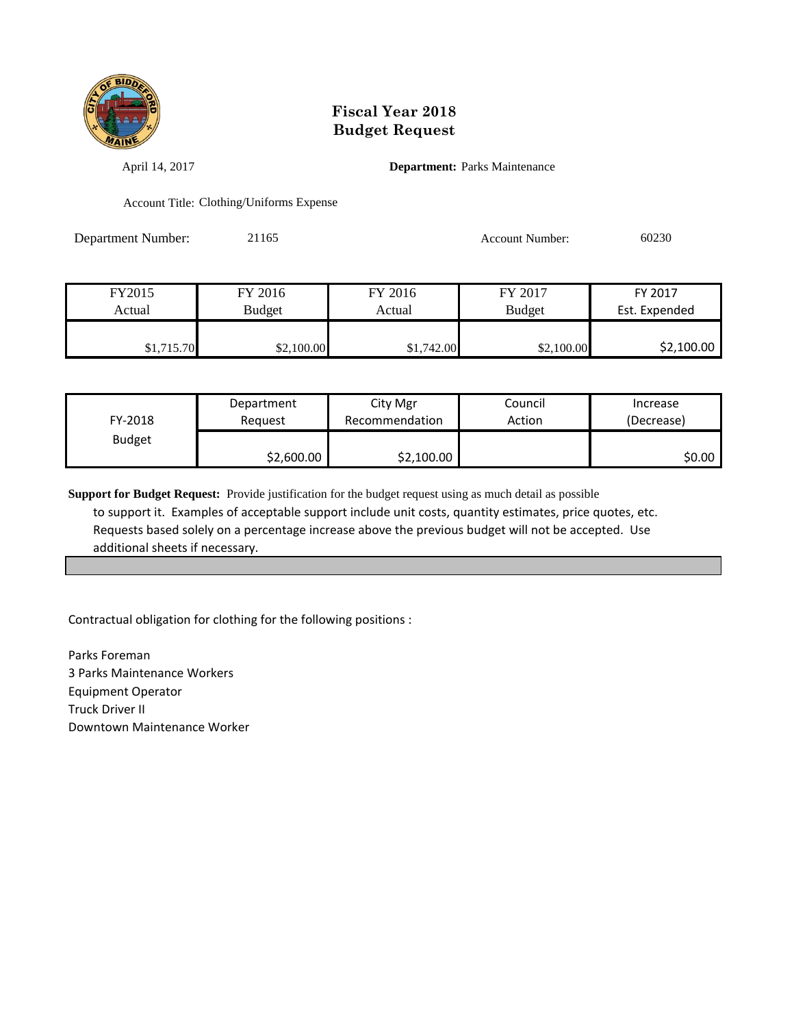# Fiscal Year 2018
# Budget Request

April 14, 2017

**Department:** Parks Maintenance

Account Title: Clothing/Uniforms Expense

Department Number: 21165

Account Number: 60230

| FY2015 Actual | FY 2016 Budget | FY 2016 Actual | FY 2017 Budget | FY 2017 Est. Expended |
|---|---|---|---|---|
| $1,715.70 | $2,100.00 | $1,742.00 | $2,100.00 | $2,100.00 |

| FY-2018 Budget | Department Request | City Mgr Recommendation | Council Action | Increase (Decrease) |
|---|---|---|---|---|
| | $2,600.00 | $2,100.00 | | $0.00 |

**Support for Budget Request:** Provide justification for the budget request using as much detail as possible to support it. Examples of acceptable support include unit costs, quantity estimates, price quotes, etc. Requests based solely on a percentage increase above the previous budget will not be accepted. Use additional sheets if necessary.

Contractual obligation for clothing for the following positions :

Parks Foreman
3 Parks Maintenance Workers
Equipment Operator
Truck Driver II
Downtown Maintenance Worker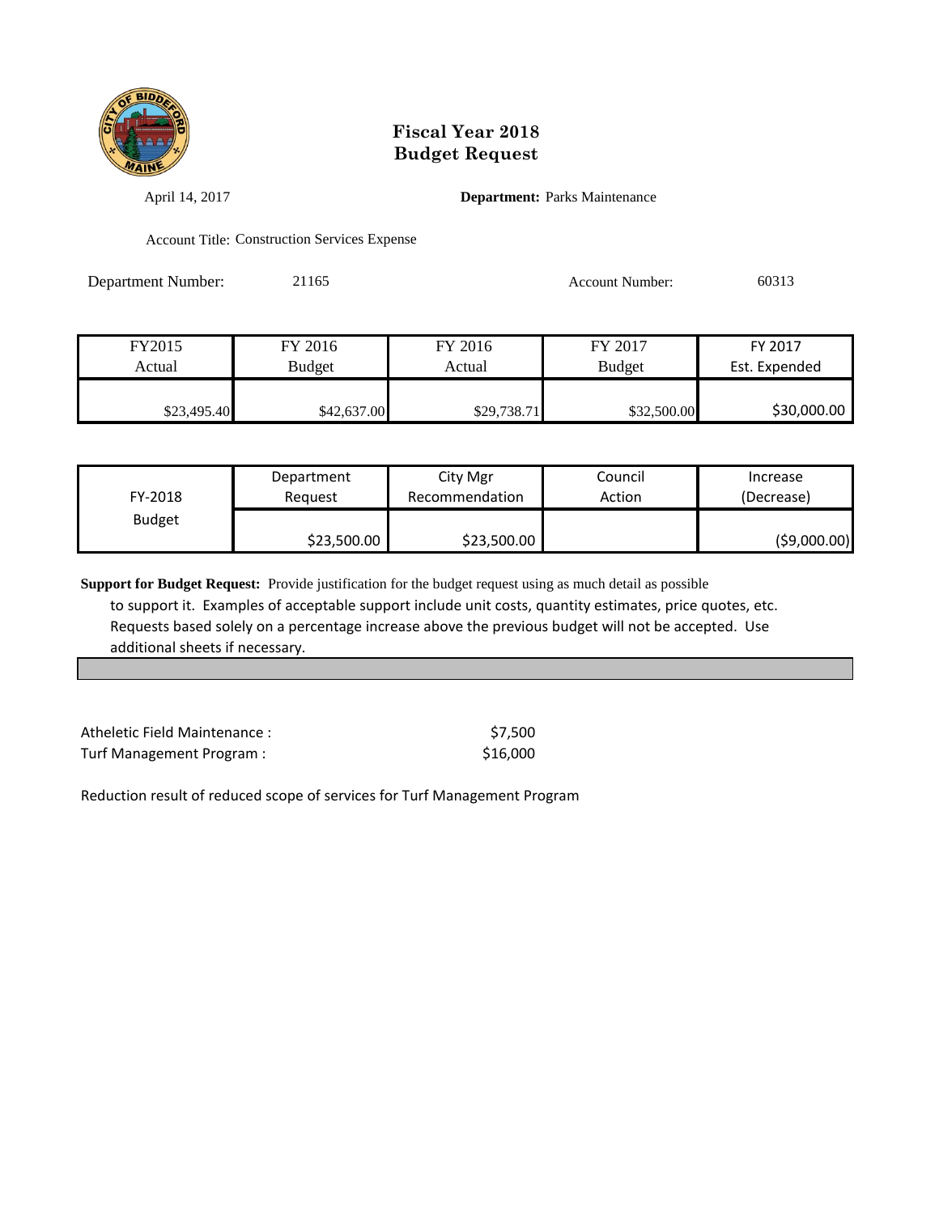# Fiscal Year 2018
# Budget Request

April 14, 2017

**Department:** Parks Maintenance

Account Title: Construction Services Expense

Department Number: 21165

Account Number: 60313

| FY2015 Actual | FY 2016 Budget | FY 2016 Actual | FY 2017 Budget | FY 2017 Est. Expended |
|---|---|---|---|---|
| $23,495.40 | $42,637.00 | $29,738.71 | $32,500.00 | $30,000.00 |

| FY-2018 Budget | Department Request | City Mgr Recommendation | Council Action | Increase (Decrease) |
|---|---|---|---|---|
| | $23,500.00 | $23,500.00 | | ($9,000.00) |

**Support for Budget Request:** Provide justification for the budget request using as much detail as possible to support it. Examples of acceptable support include unit costs, quantity estimates, price quotes, etc. Requests based solely on a percentage increase above the previous budget will not be accepted. Use additional sheets if necessary.

Atheletic Field Maintenance : $7,500

Turf Management Program : $16,000

Reduction result of reduced scope of services for Turf Management Program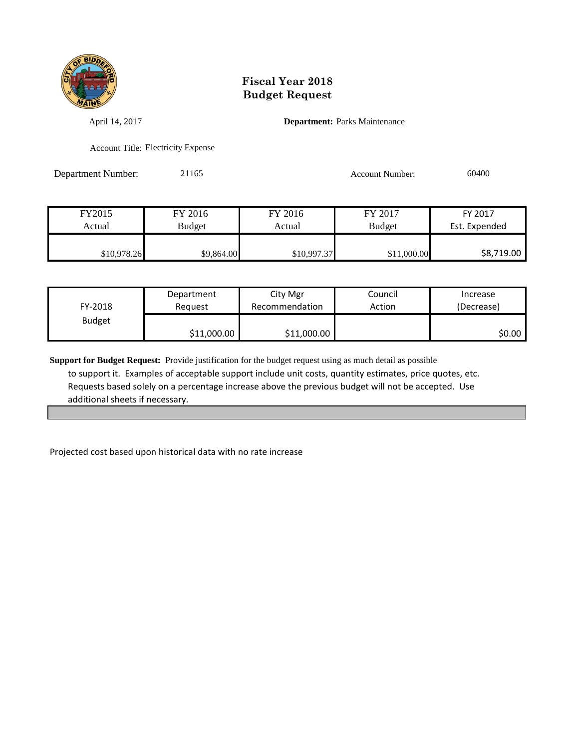# Fiscal Year 2018
# Budget Request

April 14, 2017

**Department:** Parks Maintenance

Account Title: Electricity Expense

Department Number: 21165

Account Number: 60400

| FY2015 Actual | FY 2016 Budget | FY 2016 Actual | FY 2017 Budget | FY 2017 Est. Expended |
|---|---|---|---|---|
| $10,978.26 | $9,864.00 | $10,997.37 | $11,000.00 | $8,719.00 |

| FY-2018 Budget | Department Request | City Mgr Recommendation | Council Action | Increase (Decrease) |
|---|---|---|---|---|
| | $11,000.00 | $11,000.00 | | $0.00 |

**Support for Budget Request:** Provide justification for the budget request using as much detail as possible to support it. Examples of acceptable support include unit costs, quantity estimates, price quotes, etc. Requests based solely on a percentage increase above the previous budget will not be accepted. Use additional sheets if necessary.

Projected cost based upon historical data with no rate increase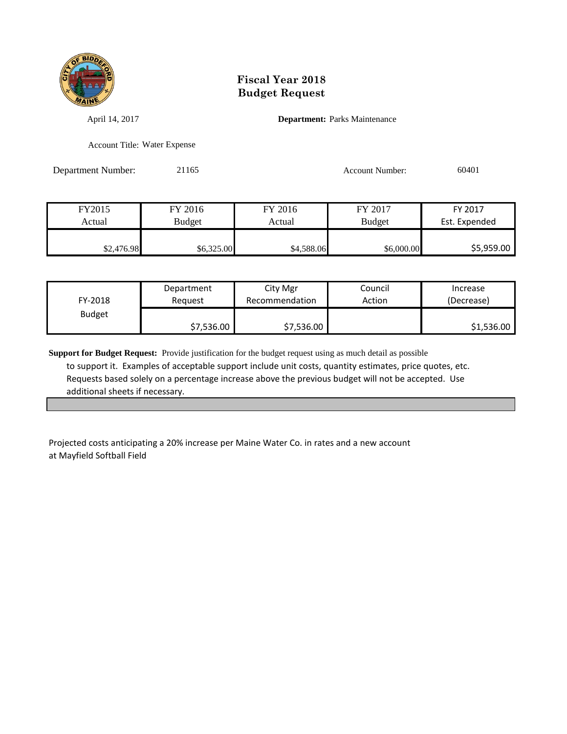# Fiscal Year 2018
# Budget Request

April 14, 2017

**Department:** Parks Maintenance

Account Title: Water Expense

Department Number: 21165

Account Number: 60401

| FY2015 Actual | FY 2016 Budget | FY 2016 Actual | FY 2017 Budget | FY 2017 Est. Expended |
|---|---|---|---|---|
| $2,476.98 | $6,325.00 | $4,588.06 | $6,000.00 | $5,959.00 |

| FY-2018 Budget | Department Request | City Mgr Recommendation | Council Action | Increase (Decrease) |
|---|---|---|---|---|
| | $7,536.00 | $7,536.00 | | $1,536.00 |

**Support for Budget Request:** Provide justification for the budget request using as much detail as possible to support it. Examples of acceptable support include unit costs, quantity estimates, price quotes, etc. Requests based solely on a percentage increase above the previous budget will not be accepted. Use additional sheets if necessary.

Projected costs anticipating a 20% increase per Maine Water Co. in rates and a new account at Mayfield Softball Field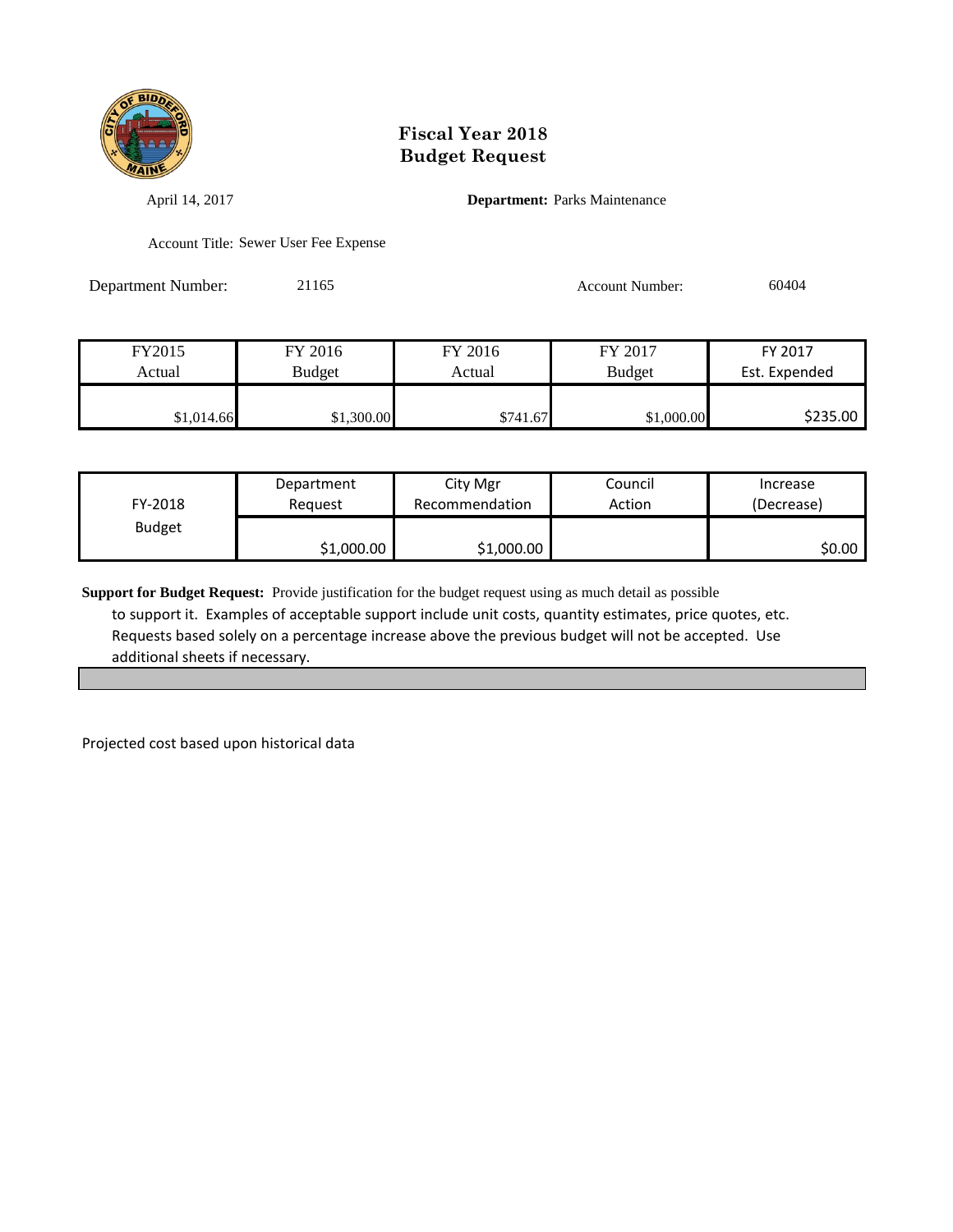# Fiscal Year 2018
# Budget Request

April 14, 2017

**Department:** Parks Maintenance

Account Title: Sewer User Fee Expense

Department Number: 21165

Account Number: 60404

| FY2015 Actual | FY 2016 Budget | FY 2016 Actual | FY 2017 Budget | FY 2017 Est. Expended |
|---|---|---|---|---|
| $1,014.66 | $1,300.00 | $741.67 | $1,000.00 | $235.00 |

| FY-2018 Budget | Department Request | City Mgr Recommendation | Council Action | Increase (Decrease) |
|---|---|---|---|---|
| | $1,000.00 | $1,000.00 | | $0.00 |

**Support for Budget Request:** Provide justification for the budget request using as much detail as possible to support it. Examples of acceptable support include unit costs, quantity estimates, price quotes, etc. Requests based solely on a percentage increase above the previous budget will not be accepted. Use additional sheets if necessary.

Projected cost based upon historical data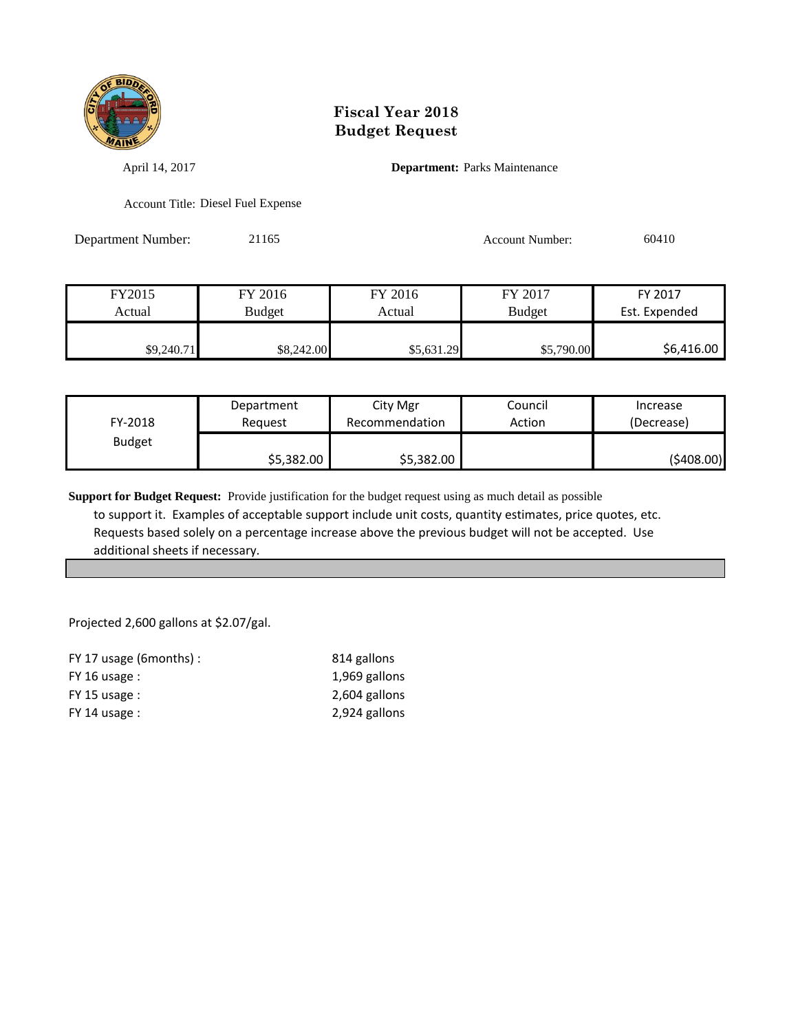# Fiscal Year 2018
# Budget Request

April 14, 2017

**Department:** Parks Maintenance

Account Title: Diesel Fuel Expense

Department Number: 21165

Account Number: 60410

| FY2015 Actual | FY 2016 Budget | FY 2016 Actual | FY 2017 Budget | FY 2017 Est. Expended |
|---|---|---|---|---|
| $9,240.71 | $8,242.00 | $5,631.29 | $5,790.00 | $6,416.00 |

| FY-2018 Budget | Department Request | City Mgr Recommendation | Council Action | Increase (Decrease) |
|---|---|---|---|---|
| | $5,382.00 | $5,382.00 | | ($408.00) |

**Support for Budget Request:** Provide justification for the budget request using as much detail as possible to support it. Examples of acceptable support include unit costs, quantity estimates, price quotes, etc. Requests based solely on a percentage increase above the previous budget will not be accepted. Use additional sheets if necessary.

Projected 2,600 gallons at $2.07/gal.

| | |
|---|---|
| FY 17 usage (6months) : | 814 gallons |
| FY 16 usage : | 1,969 gallons |
| FY 15 usage : | 2,604 gallons |
| FY 14 usage : | 2,924 gallons |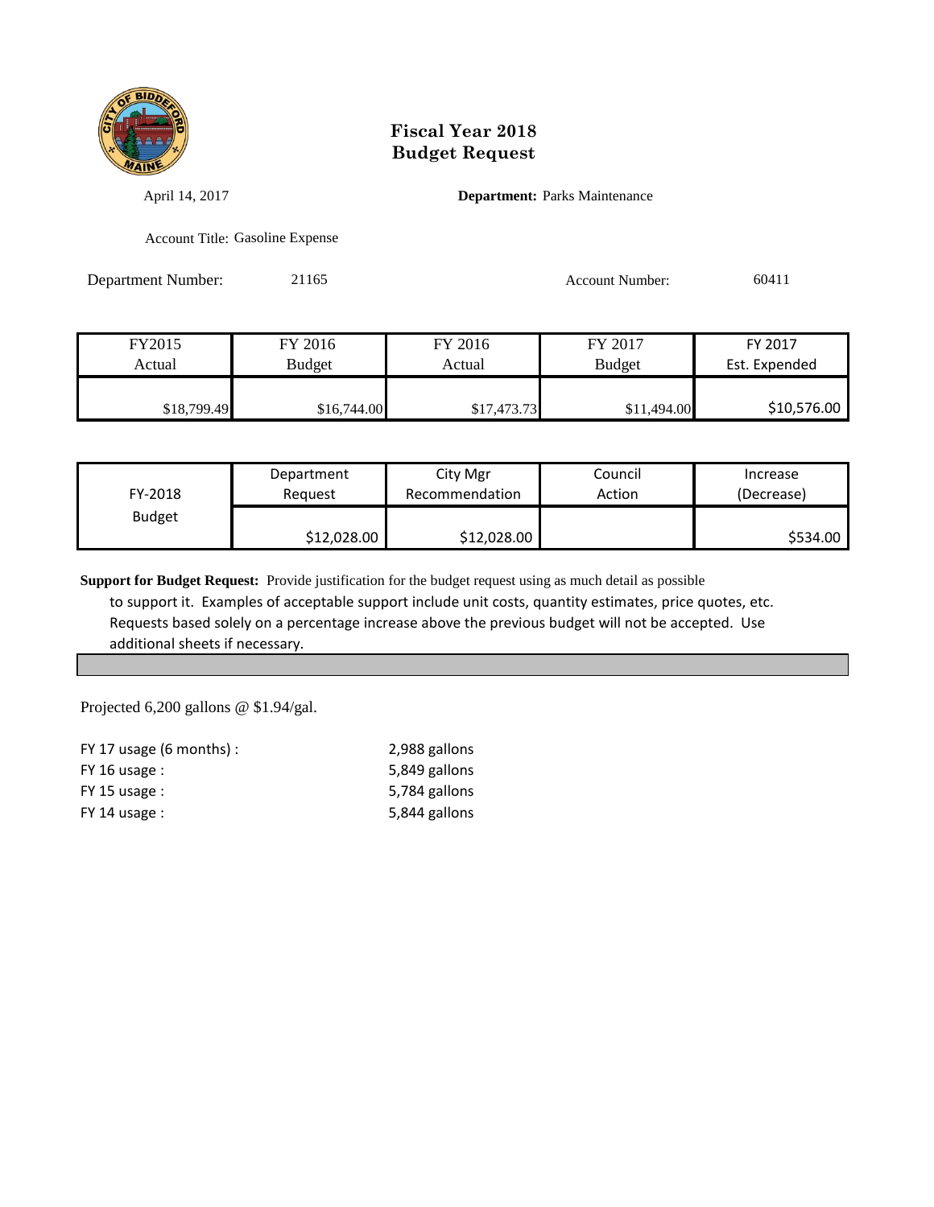# Fiscal Year 2018
# Budget Request

April 14, 2017

**Department:** Parks Maintenance

Account Title: Gasoline Expense

Department Number: 21165

Account Number: 60411

| FY2015 Actual | FY 2016 Budget | FY 2016 Actual | FY 2017 Budget | FY 2017 Est. Expended |
|---|---|---|---|---|
| $18,799.49 | $16,744.00 | $17,473.73 | $11,494.00 | $10,576.00 |

| FY-2018 Budget | Department Request | City Mgr Recommendation | Council Action | Increase (Decrease) |
|---|---|---|---|---|
| | $12,028.00 | $12,028.00 | | $534.00 |

**Support for Budget Request:** Provide justification for the budget request using as much detail as possible to support it. Examples of acceptable support include unit costs, quantity estimates, price quotes, etc. Requests based solely on a percentage increase above the previous budget will not be accepted. Use additional sheets if necessary.

Projected 6,200 gallons @ $1.94/gal.

| | |
|---|---|
| FY 17 usage (6 months) : | 2,988 gallons |
| FY 16 usage : | 5,849 gallons |
| FY 15 usage : | 5,784 gallons |
| FY 14 usage : | 5,844 gallons |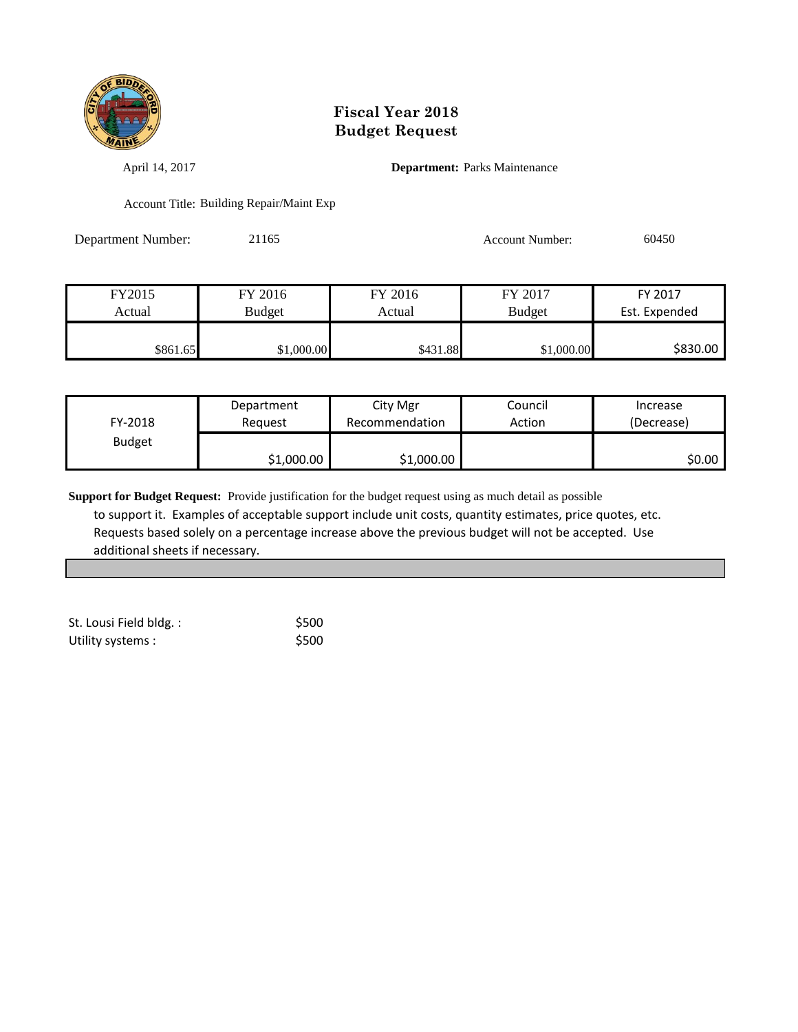# Fiscal Year 2018
# Budget Request

April 14, 2017

**Department:** Parks Maintenance

Account Title: Building Repair/Maint Exp

Department Number: 21165

Account Number: 60450

| FY2015 Actual | FY 2016 Budget | FY 2016 Actual | FY 2017 Budget | FY 2017 Est. Expended |
|---|---|---|---|---|
| $861.65 | $1,000.00 | $431.88 | $1,000.00 | $830.00 |

| FY-2018 Budget | Department Request | City Mgr Recommendation | Council Action | Increase (Decrease) |
|---|---|---|---|---|
| | $1,000.00 | $1,000.00 | | $0.00 |

**Support for Budget Request:** Provide justification for the budget request using as much detail as possible to support it. Examples of acceptable support include unit costs, quantity estimates, price quotes, etc. Requests based solely on a percentage increase above the previous budget will not be accepted. Use additional sheets if necessary.

| | |
|---|---|
| St. Lousi Field bldg. : | $500 |
| Utility systems : | $500 |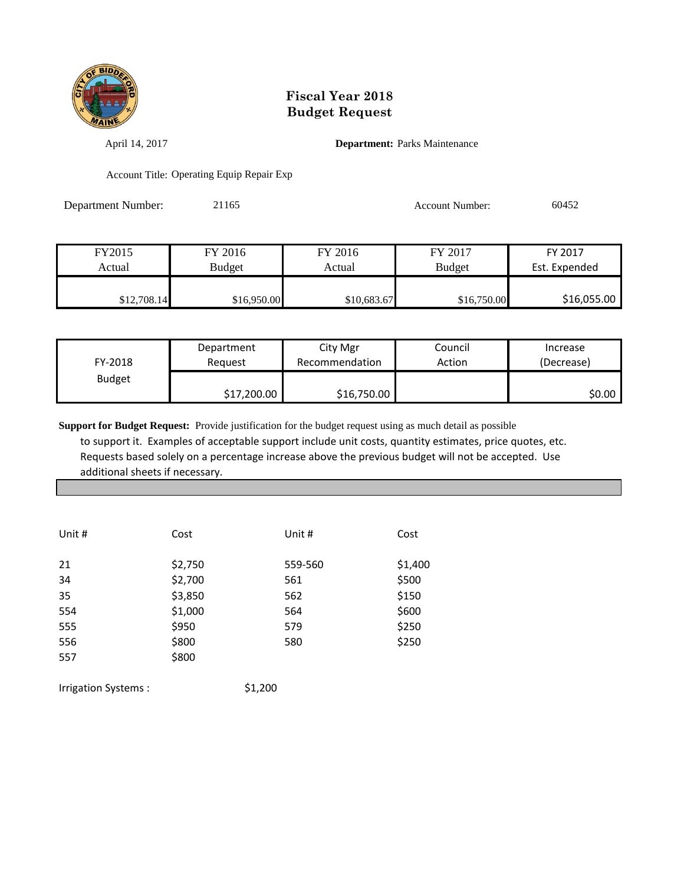# Fiscal Year 2018
# Budget Request

April 14, 2017 **Department:** Parks Maintenance

Account Title: Operating Equip Repair Exp

Department Number: 21165 Account Number: 60452

| FY2015 Actual | FY 2016 Budget | FY 2016 Actual | FY 2017 Budget | FY 2017 Est. Expended |
|---|---|---|---|---|
| $12,708.14 | $16,950.00 | $10,683.67 | $16,750.00 | $16,055.00 |

| FY-2018 Budget | Department Request | City Mgr Recommendation | Council Action | Increase (Decrease) |
|---|---|---|---|---|
| | $17,200.00 | $16,750.00 | | $0.00 |

**Support for Budget Request:** Provide justification for the budget request using as much detail as possible to support it. Examples of acceptable support include unit costs, quantity estimates, price quotes, etc. Requests based solely on a percentage increase above the previous budget will not be accepted. Use additional sheets if necessary.

| Unit # | Cost | Unit # | Cost |
|---|---|---|---|
| 21 | $2,750 | 559-560 | $1,400 |
| 34 | $2,700 | 561 | $500 |
| 35 | $3,850 | 562 | $150 |
| 554 | $1,000 | 564 | $600 |
| 555 | $950 | 579 | $250 |
| 556 | $800 | 580 | $250 |
| 557 | $800 | | |

Irrigation Systems : $1,200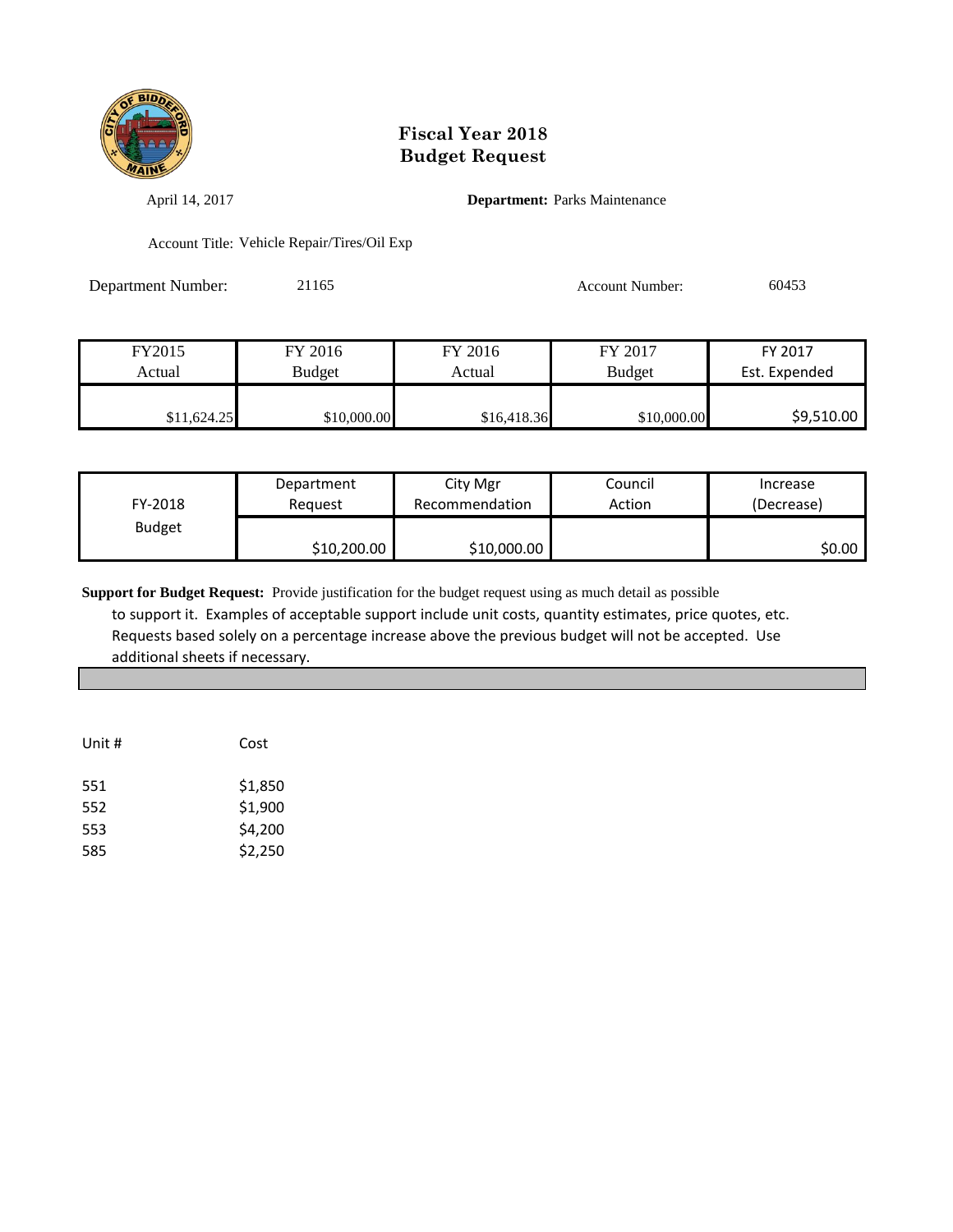# Fiscal Year 2018
# Budget Request

April 14, 2017

**Department:** Parks Maintenance

Account Title: Vehicle Repair/Tires/Oil Exp

Department Number: 21165

Account Number: 60453

| FY2015 Actual | FY 2016 Budget | FY 2016 Actual | FY 2017 Budget | FY 2017 Est. Expended |
|---|---|---|---|---|
| $11,624.25 | $10,000.00 | $16,418.36 | $10,000.00 | $9,510.00 |

| FY-2018 Budget | Department Request | City Mgr Recommendation | Council Action | Increase (Decrease) |
|---|---|---|---|---|
| | $10,200.00 | $10,000.00 | | $0.00 |

**Support for Budget Request:** Provide justification for the budget request using as much detail as possible to support it. Examples of acceptable support include unit costs, quantity estimates, price quotes, etc. Requests based solely on a percentage increase above the previous budget will not be accepted. Use additional sheets if necessary.

| Unit # | Cost |
|---|---|
| 551 | $1,850 |
| 552 | $1,900 |
| 553 | $4,200 |
| 585 | $2,250 |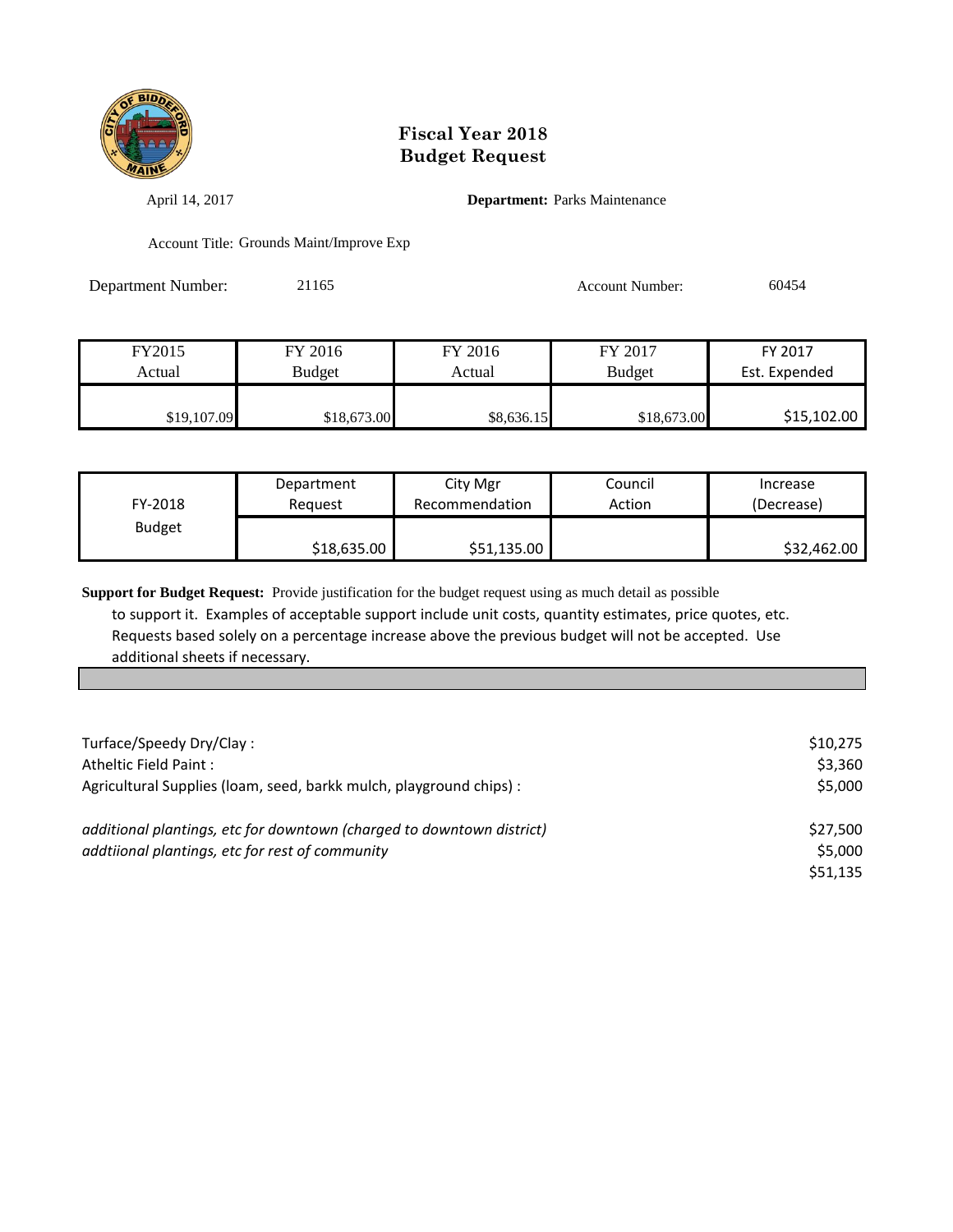# Fiscal Year 2018
# Budget Request

April 14, 2017 **Department:** Parks Maintenance

Account Title: Grounds Maint/Improve Exp

Department Number: 21165 Account Number: 60454

| FY2015 Actual | FY 2016 Budget | FY 2016 Actual | FY 2017 Budget | FY 2017 Est. Expended |
|---|---|---|---|---|
| $19,107.09 | $18,673.00 | $8,636.15 | $18,673.00 | $15,102.00 |

| FY-2018 Budget | Department Request | City Mgr Recommendation | Council Action | Increase (Decrease) |
|---|---|---|---|---|
| | $18,635.00 | $51,135.00 | | $32,462.00 |

**Support for Budget Request:** Provide justification for the budget request using as much detail as possible to support it. Examples of acceptable support include unit costs, quantity estimates, price quotes, etc. Requests based solely on a percentage increase above the previous budget will not be accepted. Use additional sheets if necessary.

| | |
|---|---|
| Turface/Speedy Dry/Clay : | $10,275 |
| Atheltic Field Paint : | $3,360 |
| Agricultural Supplies (loam, seed, barkk mulch, playground chips) : | $5,000 |
| *additional plantings, etc for downtown (charged to downtown district)* | $27,500 |
| *addtiional plantings, etc for rest of community* | $5,000 |
| | $51,135 |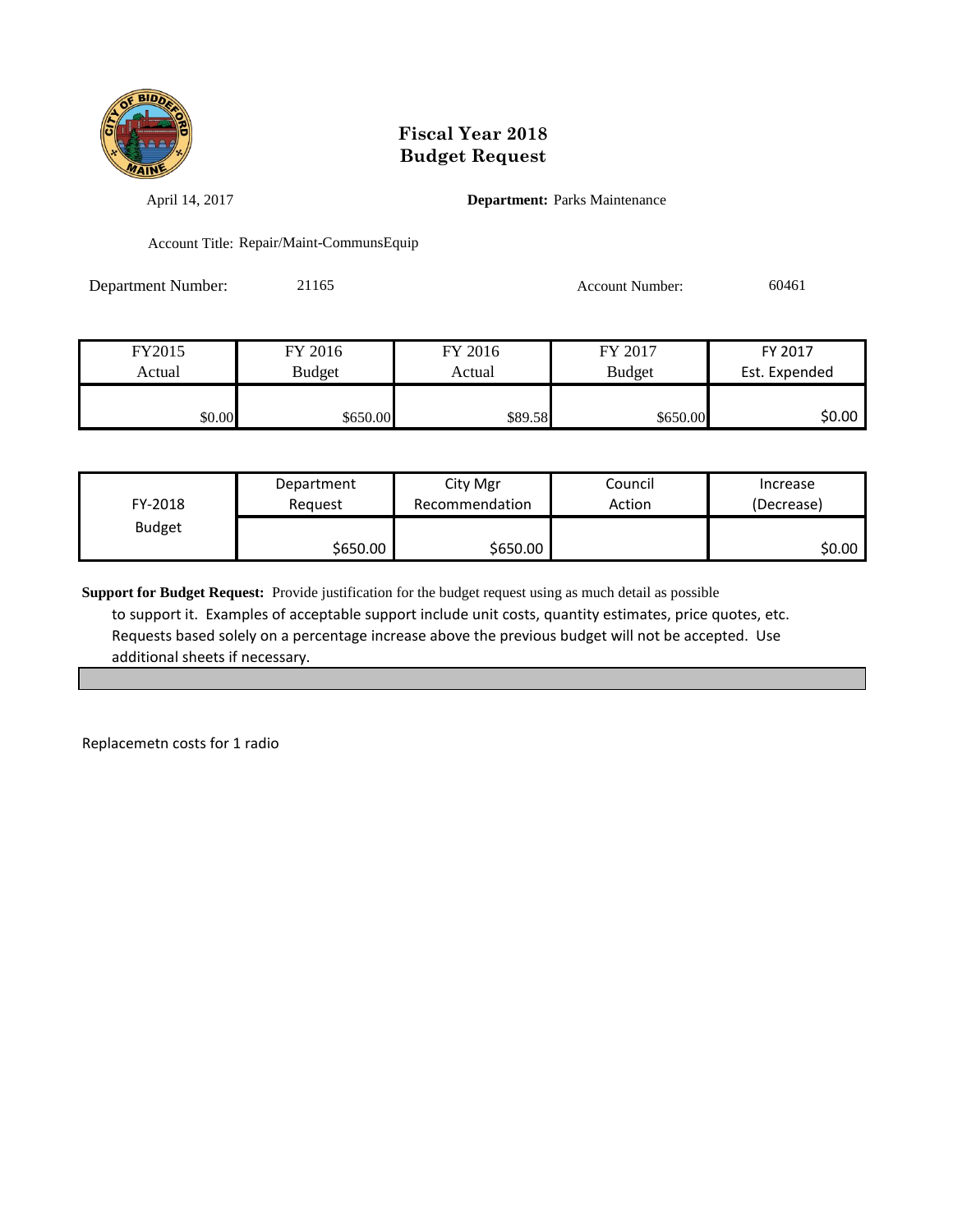# Fiscal Year 2018
# Budget Request

April 14, 2017

**Department:** Parks Maintenance

Account Title: Repair/Maint-CommunsEquip

Department Number: 21165

Account Number: 60461

| FY2015 Actual | FY 2016 Budget | FY 2016 Actual | FY 2017 Budget | FY 2017 Est. Expended |
|---|---|---|---|---|
| $0.00 | $650.00 | $89.58 | $650.00 | $0.00 |

| FY-2018 Budget | Department Request | City Mgr Recommendation | Council Action | Increase (Decrease) |
|---|---|---|---|---|
| | $650.00 | $650.00 | | $0.00 |

**Support for Budget Request:** Provide justification for the budget request using as much detail as possible to support it. Examples of acceptable support include unit costs, quantity estimates, price quotes, etc. Requests based solely on a percentage increase above the previous budget will not be accepted. Use additional sheets if necessary.

Replacemetn costs for 1 radio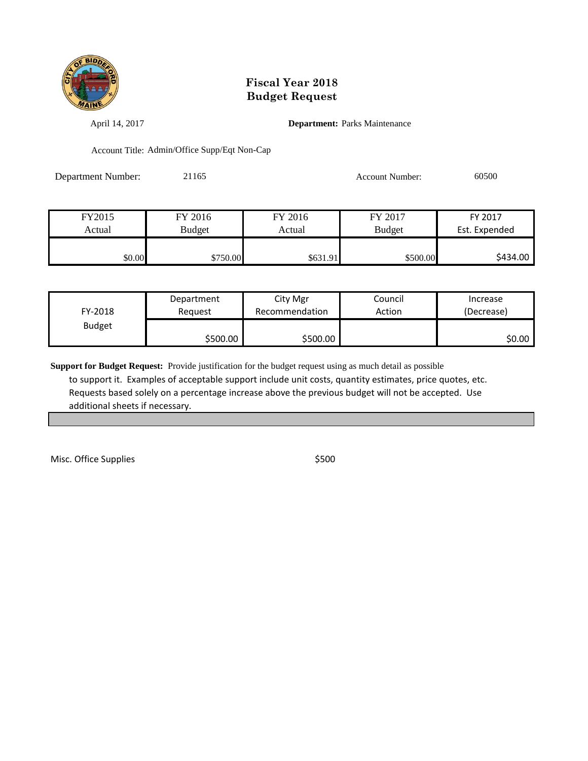# Fiscal Year 2018
# Budget Request

April 14, 2017

**Department:** Parks Maintenance

Account Title: Admin/Office Supp/Eqt Non-Cap

Department Number: 21165

Account Number: 60500

| FY2015 Actual | FY 2016 Budget | FY 2016 Actual | FY 2017 Budget | FY 2017 Est. Expended |
|---|---|---|---|---|
| $0.00 | $750.00 | $631.91 | $500.00 | $434.00 |

| FY-2018 Budget | Department Request | City Mgr Recommendation | Council Action | Increase (Decrease) |
|---|---|---|---|---|
| | $500.00 | $500.00 | | $0.00 |

**Support for Budget Request:** Provide justification for the budget request using as much detail as possible to support it. Examples of acceptable support include unit costs, quantity estimates, price quotes, etc. Requests based solely on a percentage increase above the previous budget will not be accepted. Use additional sheets if necessary.

Misc. Office Supplies $500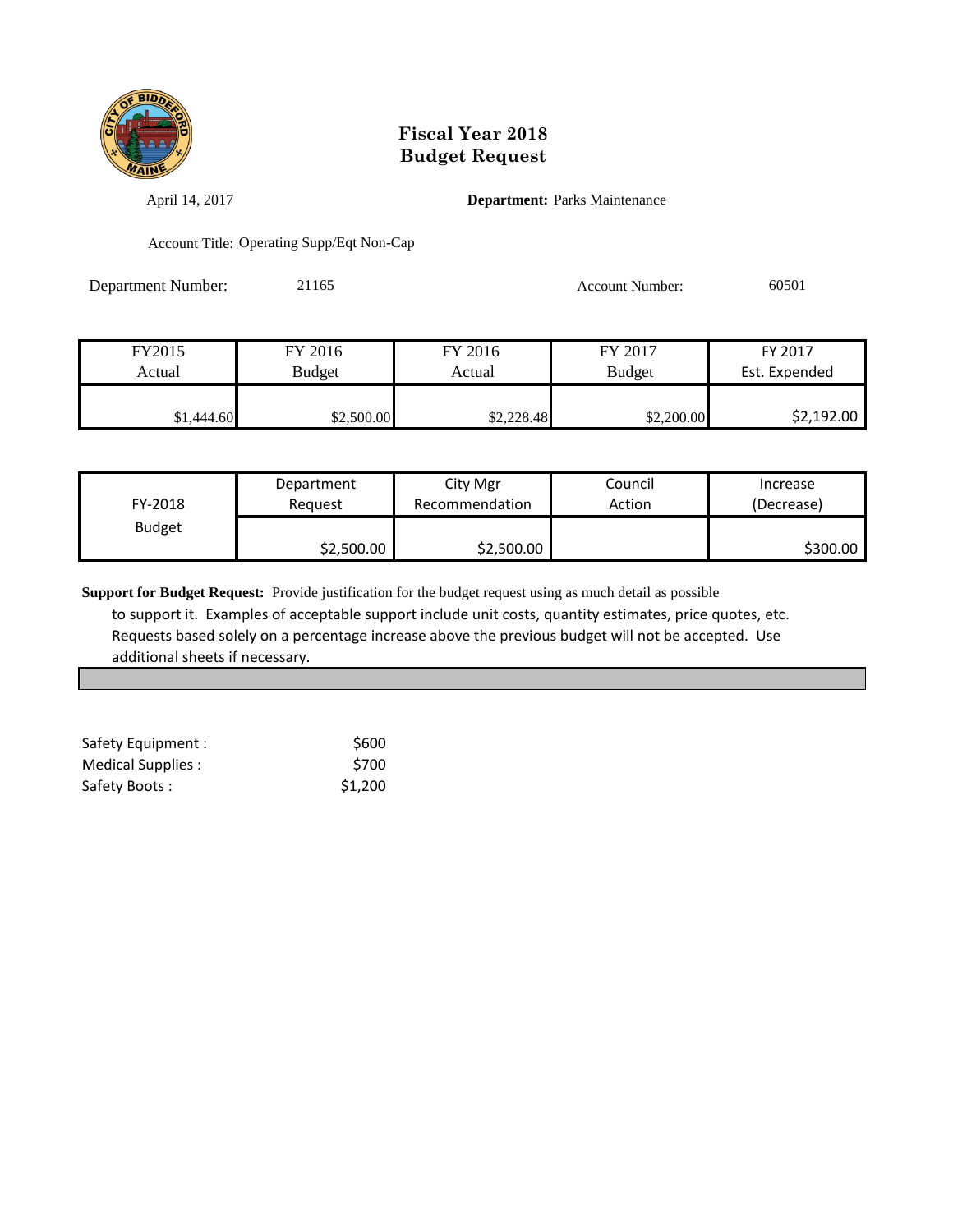# Fiscal Year 2018
# Budget Request

April 14, 2017

**Department:** Parks Maintenance

Account Title: Operating Supp/Eqt Non-Cap

Department Number: 21165

Account Number: 60501

| FY2015 Actual | FY 2016 Budget | FY 2016 Actual | FY 2017 Budget | FY 2017 Est. Expended |
|---|---|---|---|---|
| $1,444.60 | $2,500.00 | $2,228.48 | $2,200.00 | $2,192.00 |

| FY-2018 Budget | Department Request | City Mgr Recommendation | Council Action | Increase (Decrease) |
|---|---|---|---|---|
| | $2,500.00 | $2,500.00 | | $300.00 |

**Support for Budget Request:** Provide justification for the budget request using as much detail as possible to support it. Examples of acceptable support include unit costs, quantity estimates, price quotes, etc. Requests based solely on a percentage increase above the previous budget will not be accepted. Use additional sheets if necessary.

| | |
|---|---|
| Safety Equipment : | $600 |
| Medical Supplies : | $700 |
| Safety Boots : | $1,200 |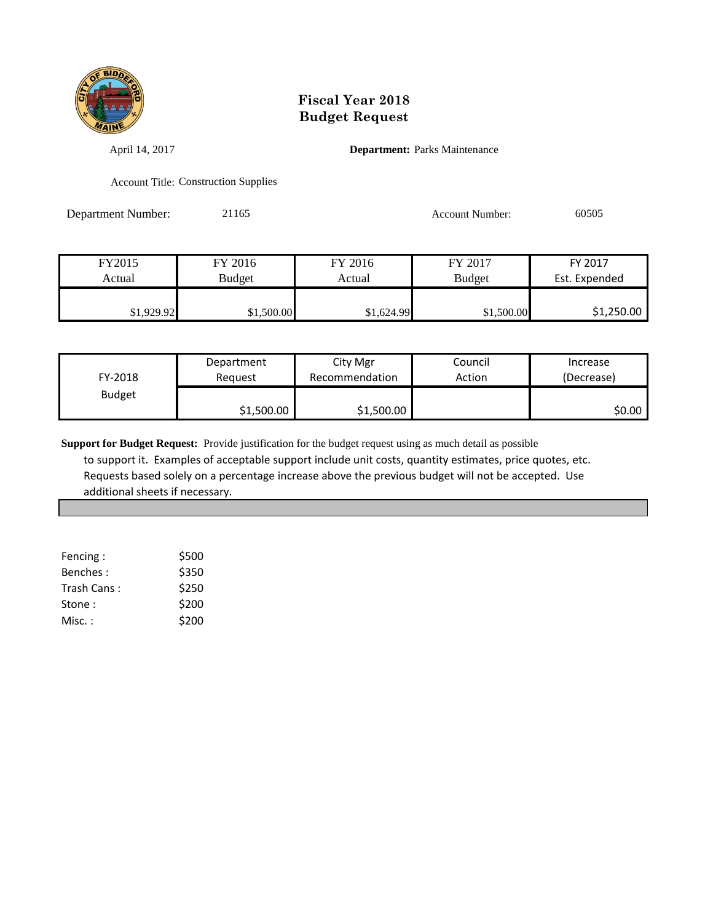# Fiscal Year 2018
# Budget Request

April 14, 2017

**Department:** Parks Maintenance

Account Title: Construction Supplies

Department Number: 21165

Account Number: 60505

| FY2015 Actual | FY 2016 Budget | FY 2016 Actual | FY 2017 Budget | FY 2017 Est. Expended |
|---|---|---|---|---|
| $1,929.92 | $1,500.00 | $1,624.99 | $1,500.00 | $1,250.00 |

| FY-2018 Budget | Department Request | City Mgr Recommendation | Council Action | Increase (Decrease) |
|---|---|---|---|---|
| | $1,500.00 | $1,500.00 | | $0.00 |

**Support for Budget Request:** Provide justification for the budget request using as much detail as possible to support it. Examples of acceptable support include unit costs, quantity estimates, price quotes, etc. Requests based solely on a percentage increase above the previous budget will not be accepted. Use additional sheets if necessary.

| | |
|---|---|
| Fencing : | $500 |
| Benches : | $350 |
| Trash Cans : | $250 |
| Stone : | $200 |
| Misc. : | $200 |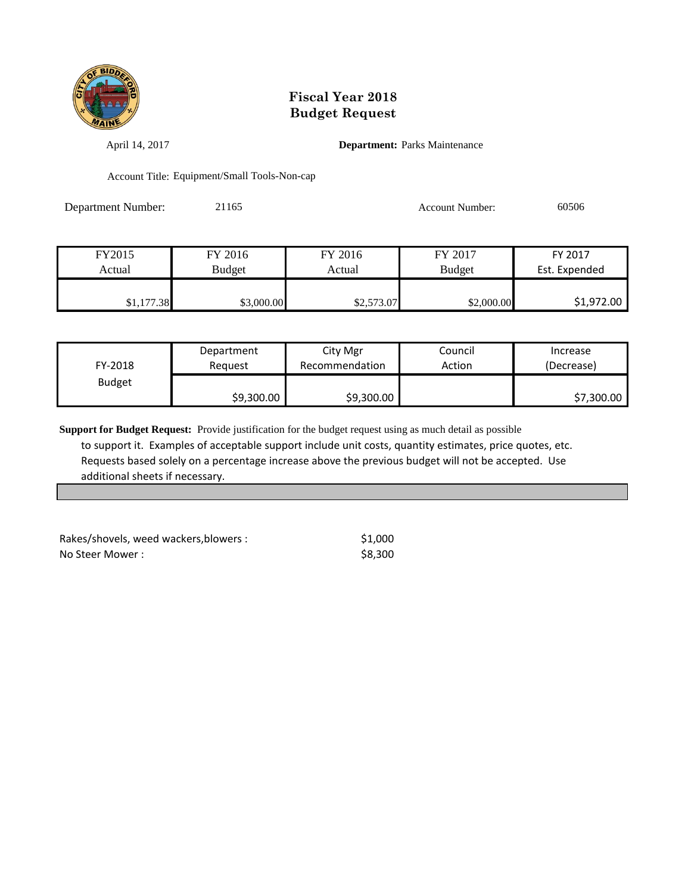# Fiscal Year 2018
# Budget Request

April 14, 2017

**Department:** Parks Maintenance

Account Title: Equipment/Small Tools-Non-cap

Department Number: 21165

Account Number: 60506

| FY2015 Actual | FY 2016 Budget | FY 2016 Actual | FY 2017 Budget | FY 2017 Est. Expended |
|---|---|---|---|---|
| $1,177.38 | $3,000.00 | $2,573.07 | $2,000.00 | $1,972.00 |

| FY-2018 Budget | Department Request | City Mgr Recommendation | Council Action | Increase (Decrease) |
|---|---|---|---|---|
| | $9,300.00 | $9,300.00 | | $7,300.00 |

**Support for Budget Request:** Provide justification for the budget request using as much detail as possible to support it. Examples of acceptable support include unit costs, quantity estimates, price quotes, etc. Requests based solely on a percentage increase above the previous budget will not be accepted. Use additional sheets if necessary.

| | |
|---|---|
| Rakes/shovels, weed wackers,blowers : | $1,000 |
| No Steer Mower : | $8,300 |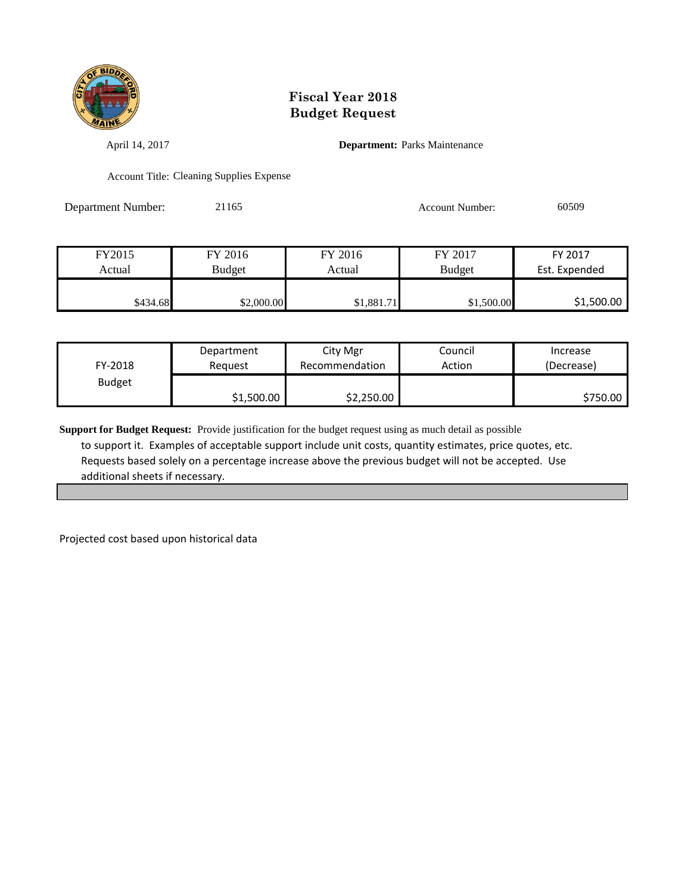# Fiscal Year 2018
# Budget Request

April 14, 2017

**Department:** Parks Maintenance

Account Title: Cleaning Supplies Expense

Department Number: 21165

Account Number: 60509

| FY2015 Actual | FY 2016 Budget | FY 2016 Actual | FY 2017 Budget | FY 2017 Est. Expended |
|---|---|---|---|---|
| $434.68 | $2,000.00 | $1,881.71 | $1,500.00 | $1,500.00 |

| FY-2018 Budget | Department Request | City Mgr Recommendation | Council Action | Increase (Decrease) |
|---|---|---|---|---|
| | $1,500.00 | $2,250.00 | | $750.00 |

**Support for Budget Request:** Provide justification for the budget request using as much detail as possible to support it. Examples of acceptable support include unit costs, quantity estimates, price quotes, etc. Requests based solely on a percentage increase above the previous budget will not be accepted. Use additional sheets if necessary.

Projected cost based upon historical data